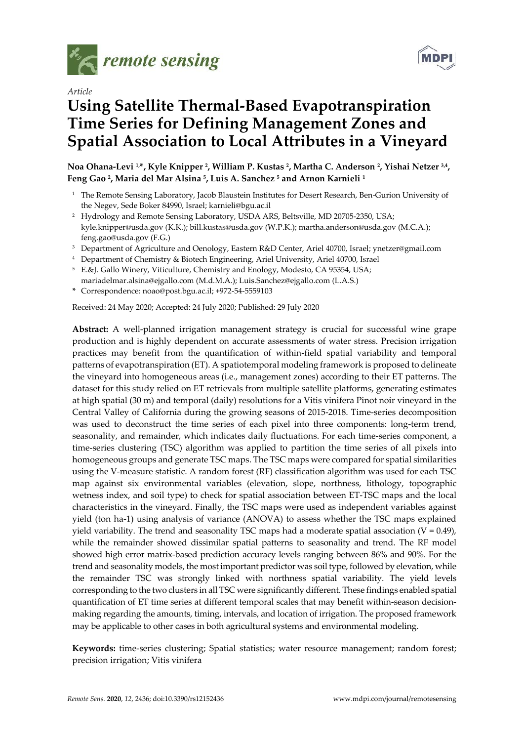*remote sensing*

*Article*

# Using Satellite Thermal-Based Evapotranspiration Time Series for Defining Management Zones and Spatial Association to Local Attributes in a Vineyard

**Noa Ohana-Levi [1,*], Kyle Knipper [2], William P. Kustas [2], Martha C. Anderson [2], Yishai Netzer [3,4], Feng Gao [2], Maria del Mar Alsina [5], Luis A. Sanchez [5] and Arnon Karnieli [1]**

[1] The Remote Sensing Laboratory, Jacob Blaustein Institutes for Desert Research, Ben-Gurion University of the Negev, Sede Boker 84990, Israel; karnieli@bgu.ac.il

[2] Hydrology and Remote Sensing Laboratory, USDA ARS, Beltsville, MD 20705-2350, USA; kyle.knipper@usda.gov (K.K.); bill.kustas@usda.gov (W.P.K.); martha.anderson@usda.gov (M.C.A.); feng.gao@usda.gov (F.G.)

[3] Department of Agriculture and Oenology, Eastern R&D Center, Ariel 40700, Israel; ynetzer@gmail.com

[4] Department of Chemistry & Biotech Engineering, Ariel University, Ariel 40700, Israel

[5] E.&J. Gallo Winery, Viticulture, Chemistry and Enology, Modesto, CA 95354, USA; mariadelmar.alsina@ejgallo.com (M.d.M.A.); Luis.Sanchez@ejgallo.com (L.A.S.)

* Correspondence: noao@post.bgu.ac.il; +972-54-5559103

Received: 24 May 2020; Accepted: 24 July 2020; Published: 29 July 2020

**Abstract:** A well-planned irrigation management strategy is crucial for successful wine grape production and is highly dependent on accurate assessments of water stress. Precision irrigation practices may benefit from the quantification of within-field spatial variability and temporal patterns of evapotranspiration (ET). A spatiotemporal modeling framework is proposed to delineate the vineyard into homogeneous areas (i.e., management zones) according to their ET patterns. The dataset for this study relied on ET retrievals from multiple satellite platforms, generating estimates at high spatial (30 m) and temporal (daily) resolutions for a Vitis vinifera Pinot noir vineyard in the Central Valley of California during the growing seasons of 2015-2018. Time-series decomposition was used to deconstruct the time series of each pixel into three components: long-term trend, seasonality, and remainder, which indicates daily fluctuations. For each time-series component, a time-series clustering (TSC) algorithm was applied to partition the time series of all pixels into homogeneous groups and generate TSC maps. The TSC maps were compared for spatial similarities using the V-measure statistic. A random forest (RF) classification algorithm was used for each TSC map against six environmental variables (elevation, slope, northness, lithology, topographic wetness index, and soil type) to check for spatial association between ET-TSC maps and the local characteristics in the vineyard. Finally, the TSC maps were used as independent variables against yield (ton ha-1) using analysis of variance (ANOVA) to assess whether the TSC maps explained yield variability. The trend and seasonality TSC maps had a moderate spatial association (V = 0.49), while the remainder showed dissimilar spatial patterns to seasonality and trend. The RF model showed high error matrix-based prediction accuracy levels ranging between 86% and 90%. For the trend and seasonality models, the most important predictor was soil type, followed by elevation, while the remainder TSC was strongly linked with northness spatial variability. The yield levels corresponding to the two clusters in all TSC were significantly different. These findings enabled spatial quantification of ET time series at different temporal scales that may benefit within-season decision-making regarding the amounts, timing, intervals, and location of irrigation. The proposed framework may be applicable to other cases in both agricultural systems and environmental modeling.

**Keywords:** time-series clustering; Spatial statistics; water resource management; random forest; precision irrigation; Vitis vinifera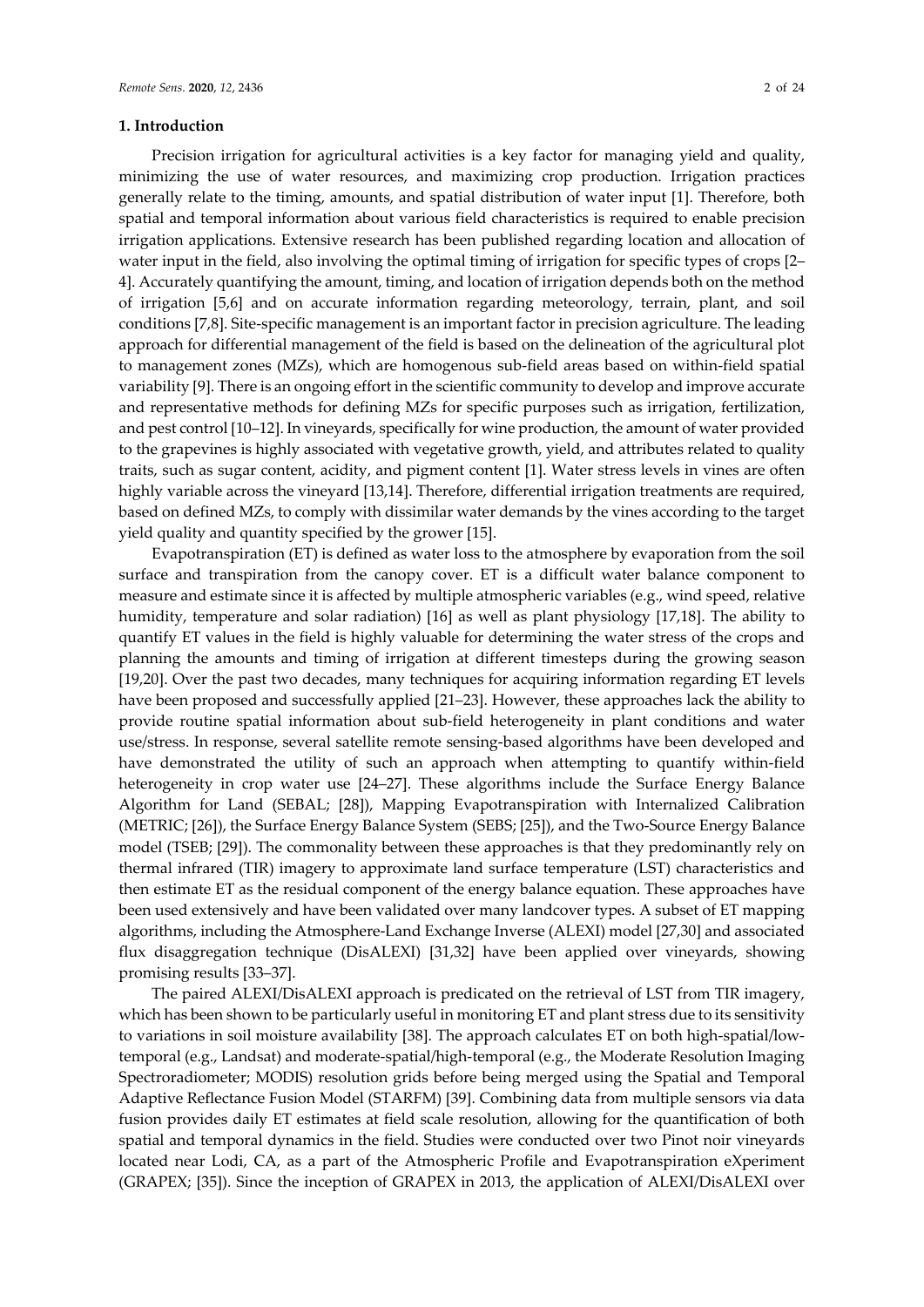## 1. Introduction

Precision irrigation for agricultural activities is a key factor for managing yield and quality, minimizing the use of water resources, and maximizing crop production. Irrigation practices generally relate to the timing, amounts, and spatial distribution of water input [1]. Therefore, both spatial and temporal information about various field characteristics is required to enable precision irrigation applications. Extensive research has been published regarding location and allocation of water input in the field, also involving the optimal timing of irrigation for specific types of crops [2–4]. Accurately quantifying the amount, timing, and location of irrigation depends both on the method of irrigation [5,6] and on accurate information regarding meteorology, terrain, plant, and soil conditions [7,8]. Site-specific management is an important factor in precision agriculture. The leading approach for differential management of the field is based on the delineation of the agricultural plot to management zones (MZs), which are homogenous sub-field areas based on within-field spatial variability [9]. There is an ongoing effort in the scientific community to develop and improve accurate and representative methods for defining MZs for specific purposes such as irrigation, fertilization, and pest control [10–12]. In vineyards, specifically for wine production, the amount of water provided to the grapevines is highly associated with vegetative growth, yield, and attributes related to quality traits, such as sugar content, acidity, and pigment content [1]. Water stress levels in vines are often highly variable across the vineyard [13,14]. Therefore, differential irrigation treatments are required, based on defined MZs, to comply with dissimilar water demands by the vines according to the target yield quality and quantity specified by the grower [15].

Evapotranspiration (ET) is defined as water loss to the atmosphere by evaporation from the soil surface and transpiration from the canopy cover. ET is a difficult water balance component to measure and estimate since it is affected by multiple atmospheric variables (e.g., wind speed, relative humidity, temperature and solar radiation) [16] as well as plant physiology [17,18]. The ability to quantify ET values in the field is highly valuable for determining the water stress of the crops and planning the amounts and timing of irrigation at different timesteps during the growing season [19,20]. Over the past two decades, many techniques for acquiring information regarding ET levels have been proposed and successfully applied [21–23]. However, these approaches lack the ability to provide routine spatial information about sub-field heterogeneity in plant conditions and water use/stress. In response, several satellite remote sensing-based algorithms have been developed and have demonstrated the utility of such an approach when attempting to quantify within-field heterogeneity in crop water use [24–27]. These algorithms include the Surface Energy Balance Algorithm for Land (SEBAL; [28]), Mapping Evapotranspiration with Internalized Calibration (METRIC; [26]), the Surface Energy Balance System (SEBS; [25]), and the Two-Source Energy Balance model (TSEB; [29]). The commonality between these approaches is that they predominantly rely on thermal infrared (TIR) imagery to approximate land surface temperature (LST) characteristics and then estimate ET as the residual component of the energy balance equation. These approaches have been used extensively and have been validated over many landcover types. A subset of ET mapping algorithms, including the Atmosphere-Land Exchange Inverse (ALEXI) model [27,30] and associated flux disaggregation technique (DisALEXI) [31,32] have been applied over vineyards, showing promising results [33–37].

The paired ALEXI/DisALEXI approach is predicated on the retrieval of LST from TIR imagery, which has been shown to be particularly useful in monitoring ET and plant stress due to its sensitivity to variations in soil moisture availability [38]. The approach calculates ET on both high-spatial/low-temporal (e.g., Landsat) and moderate-spatial/high-temporal (e.g., the Moderate Resolution Imaging Spectroradiometer; MODIS) resolution grids before being merged using the Spatial and Temporal Adaptive Reflectance Fusion Model (STARFM) [39]. Combining data from multiple sensors via data fusion provides daily ET estimates at field scale resolution, allowing for the quantification of both spatial and temporal dynamics in the field. Studies were conducted over two Pinot noir vineyards located near Lodi, CA, as a part of the Atmospheric Profile and Evapotranspiration eXperiment (GRAPEX; [35]). Since the inception of GRAPEX in 2013, the application of ALEXI/DisALEXI over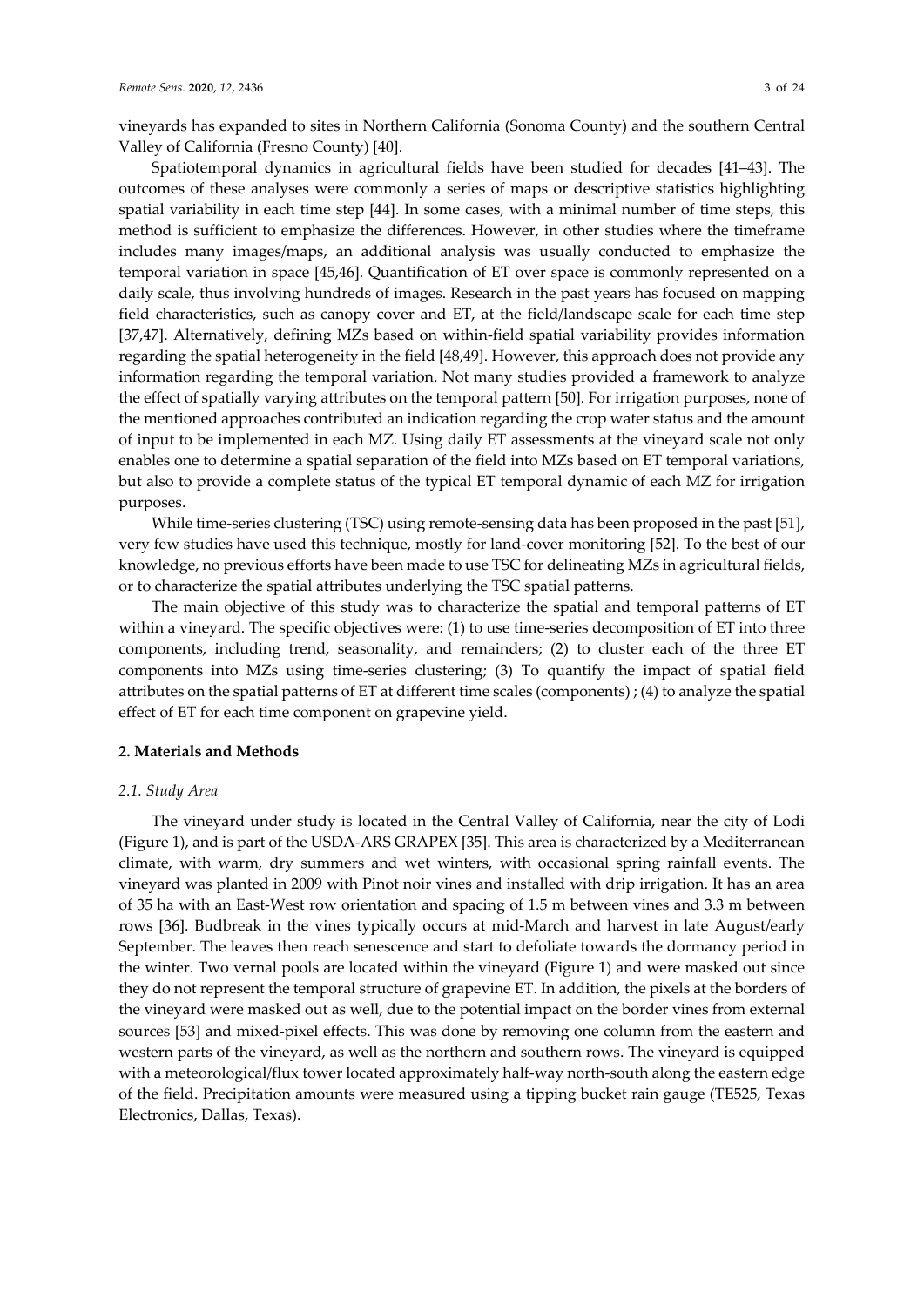vineyards has expanded to sites in Northern California (Sonoma County) and the southern Central Valley of California (Fresno County) [40].

Spatiotemporal dynamics in agricultural fields have been studied for decades [41–43]. The outcomes of these analyses were commonly a series of maps or descriptive statistics highlighting spatial variability in each time step [44]. In some cases, with a minimal number of time steps, this method is sufficient to emphasize the differences. However, in other studies where the timeframe includes many images/maps, an additional analysis was usually conducted to emphasize the temporal variation in space [45,46]. Quantification of ET over space is commonly represented on a daily scale, thus involving hundreds of images. Research in the past years has focused on mapping field characteristics, such as canopy cover and ET, at the field/landscape scale for each time step [37,47]. Alternatively, defining MZs based on within-field spatial variability provides information regarding the spatial heterogeneity in the field [48,49]. However, this approach does not provide any information regarding the temporal variation. Not many studies provided a framework to analyze the effect of spatially varying attributes on the temporal pattern [50]. For irrigation purposes, none of the mentioned approaches contributed an indication regarding the crop water status and the amount of input to be implemented in each MZ. Using daily ET assessments at the vineyard scale not only enables one to determine a spatial separation of the field into MZs based on ET temporal variations, but also to provide a complete status of the typical ET temporal dynamic of each MZ for irrigation purposes.

While time-series clustering (TSC) using remote-sensing data has been proposed in the past [51], very few studies have used this technique, mostly for land-cover monitoring [52]. To the best of our knowledge, no previous efforts have been made to use TSC for delineating MZs in agricultural fields, or to characterize the spatial attributes underlying the TSC spatial patterns.

The main objective of this study was to characterize the spatial and temporal patterns of ET within a vineyard. The specific objectives were: (1) to use time-series decomposition of ET into three components, including trend, seasonality, and remainders; (2) to cluster each of the three ET components into MZs using time-series clustering; (3) To quantify the impact of spatial field attributes on the spatial patterns of ET at different time scales (components) ; (4) to analyze the spatial effect of ET for each time component on grapevine yield.

## 2. Materials and Methods

### *2.1. Study Area*

The vineyard under study is located in the Central Valley of California, near the city of Lodi (Figure 1), and is part of the USDA-ARS GRAPEX [35]. This area is characterized by a Mediterranean climate, with warm, dry summers and wet winters, with occasional spring rainfall events. The vineyard was planted in 2009 with Pinot noir vines and installed with drip irrigation. It has an area of 35 ha with an East-West row orientation and spacing of 1.5 m between vines and 3.3 m between rows [36]. Budbreak in the vines typically occurs at mid-March and harvest in late August/early September. The leaves then reach senescence and start to defoliate towards the dormancy period in the winter. Two vernal pools are located within the vineyard (Figure 1) and were masked out since they do not represent the temporal structure of grapevine ET. In addition, the pixels at the borders of the vineyard were masked out as well, due to the potential impact on the border vines from external sources [53] and mixed-pixel effects. This was done by removing one column from the eastern and western parts of the vineyard, as well as the northern and southern rows. The vineyard is equipped with a meteorological/flux tower located approximately half-way north-south along the eastern edge of the field. Precipitation amounts were measured using a tipping bucket rain gauge (TE525, Texas Electronics, Dallas, Texas).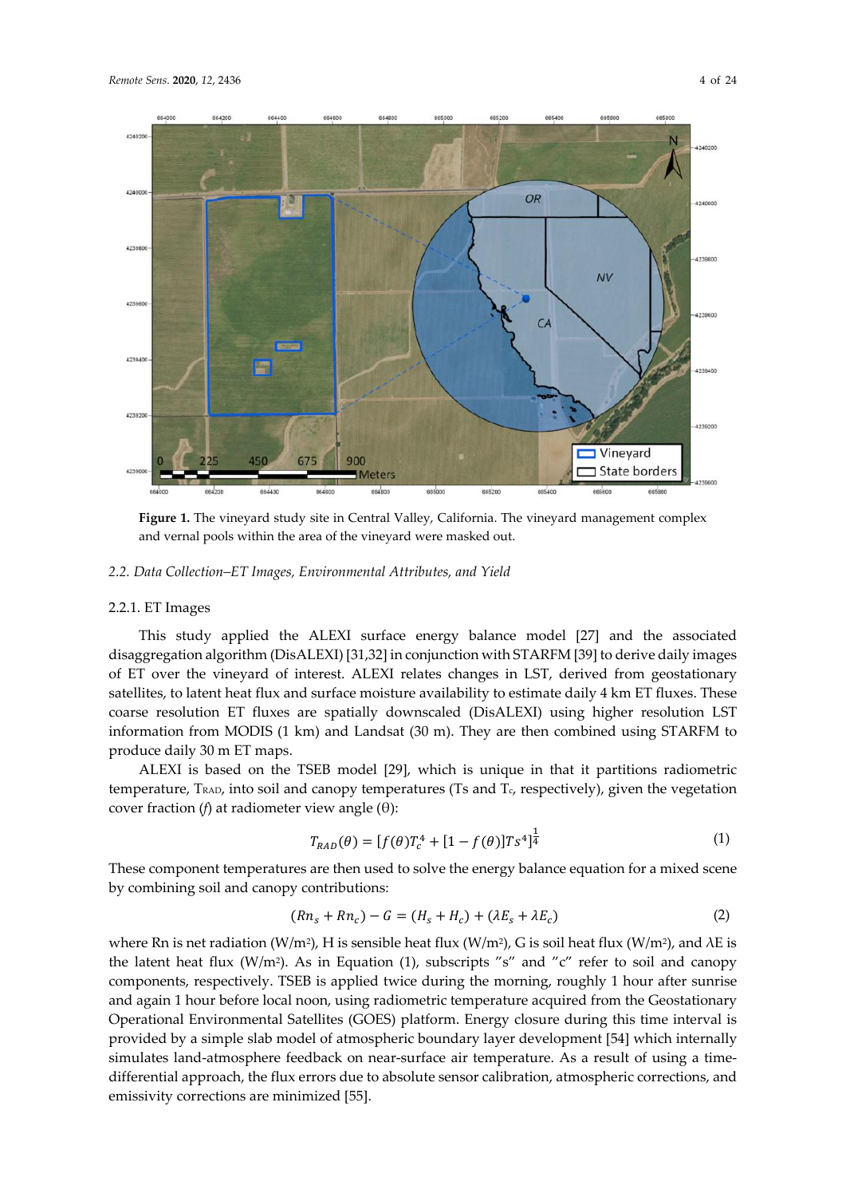**Figure 1.** The vineyard study site in Central Valley, California. The vineyard management complex and vernal pools within the area of the vineyard were masked out.

### 2.2. Data Collection–ET Images, Environmental Attributes, and Yield

#### 2.2.1. ET Images

This study applied the ALEXI surface energy balance model [27] and the associated disaggregation algorithm (DisALEXI) [31,32] in conjunction with STARFM [39] to derive daily images of ET over the vineyard of interest. ALEXI relates changes in LST, derived from geostationary satellites, to latent heat flux and surface moisture availability to estimate daily 4 km ET fluxes. These coarse resolution ET fluxes are spatially downscaled (DisALEXI) using higher resolution LST information from MODIS (1 km) and Landsat (30 m). They are then combined using STARFM to produce daily 30 m ET maps.

ALEXI is based on the TSEB model [29], which is unique in that it partitions radiometric temperature, $T_{RAD}$, into soil and canopy temperatures ($T_s$ and $T_c$, respectively), given the vegetation cover fraction ($f$) at radiometer view angle (θ):

$$T_{RAD}(\theta) = [f(\theta)T_c^4 + [1 - f(\theta)]Ts^4]^{\frac{1}{4}} \tag{1}$$

These component temperatures are then used to solve the energy balance equation for a mixed scene by combining soil and canopy contributions:

$$(Rn_s + Rn_c) - G = (H_s + H_c) + (\lambda E_s + \lambda E_c) \tag{2}$$

where Rn is net radiation (W/m²), H is sensible heat flux (W/m²), G is soil heat flux (W/m²), and λE is the latent heat flux (W/m²). As in Equation (1), subscripts "s" and "c" refer to soil and canopy components, respectively. TSEB is applied twice during the morning, roughly 1 hour after sunrise and again 1 hour before local noon, using radiometric temperature acquired from the Geostationary Operational Environmental Satellites (GOES) platform. Energy closure during this time interval is provided by a simple slab model of atmospheric boundary layer development [54] which internally simulates land-atmosphere feedback on near-surface air temperature. As a result of using a time-differential approach, the flux errors due to absolute sensor calibration, atmospheric corrections, and emissivity corrections are minimized [55].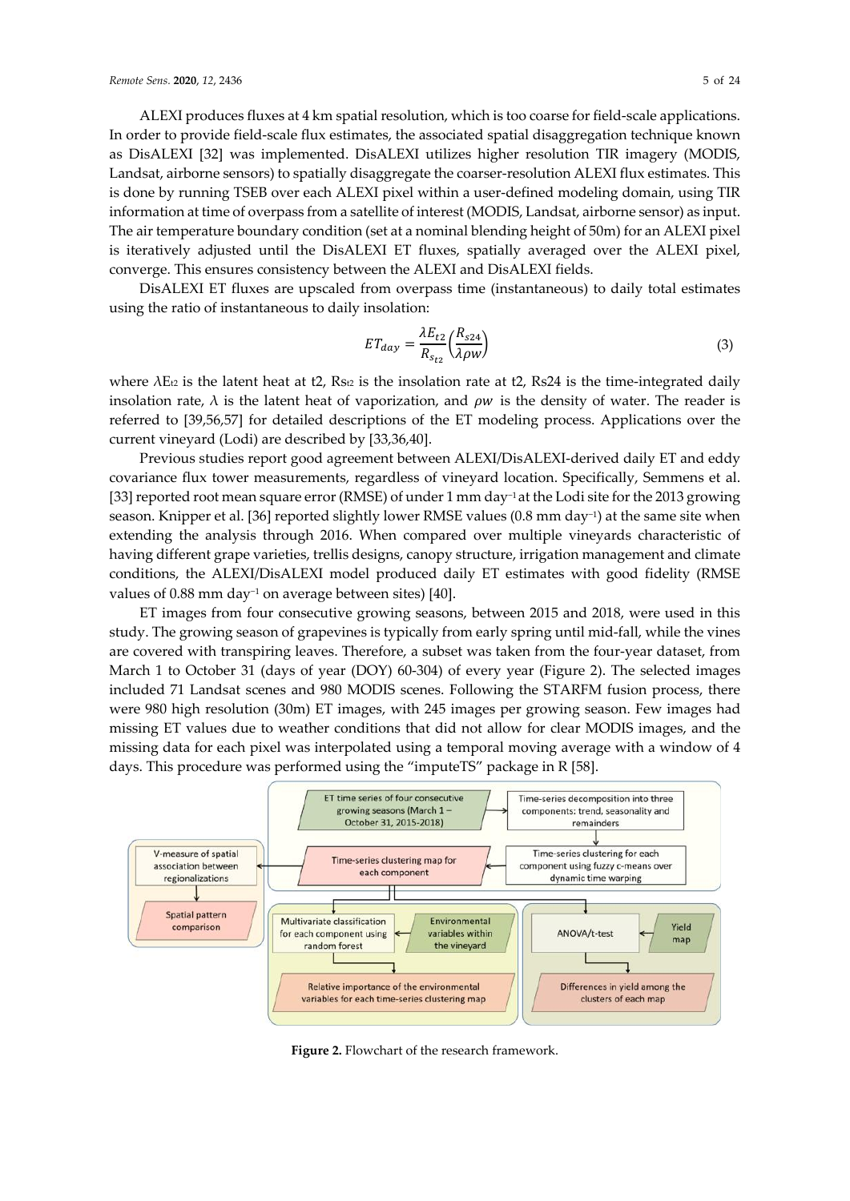ALEXI produces fluxes at 4 km spatial resolution, which is too coarse for field-scale applications. In order to provide field-scale flux estimates, the associated spatial disaggregation technique known as DisALEXI [32] was implemented. DisALEXI utilizes higher resolution TIR imagery (MODIS, Landsat, airborne sensors) to spatially disaggregate the coarser-resolution ALEXI flux estimates. This is done by running TSEB over each ALEXI pixel within a user-defined modeling domain, using TIR information at time of overpass from a satellite of interest (MODIS, Landsat, airborne sensor) as input. The air temperature boundary condition (set at a nominal blending height of 50m) for an ALEXI pixel is iteratively adjusted until the DisALEXI ET fluxes, spatially averaged over the ALEXI pixel, converge. This ensures consistency between the ALEXI and DisALEXI fields.

DisALEXI ET fluxes are upscaled from overpass time (instantaneous) to daily total estimates using the ratio of instantaneous to daily insolation:

$$ET_{day} = \frac{\lambda E_{t2}}{R_{s_{t2}}}\left(\frac{R_{s24}}{\lambda \rho w}\right) \tag{3}$$

where $\lambda E_{t2}$ is the latent heat at t2, $Rs_{t2}$ is the insolation rate at t2, Rs24 is the time-integrated daily insolation rate, $\lambda$ is the latent heat of vaporization, and $\rho w$ is the density of water. The reader is referred to [39,56,57] for detailed descriptions of the ET modeling process. Applications over the current vineyard (Lodi) are described by [33,36,40].

Previous studies report good agreement between ALEXI/DisALEXI-derived daily ET and eddy covariance flux tower measurements, regardless of vineyard location. Specifically, Semmens et al. [33] reported root mean square error (RMSE) of under 1 mm $day^{-1}$ at the Lodi site for the 2013 growing season. Knipper et al. [36] reported slightly lower RMSE values (0.8 mm $day^{-1}$) at the same site when extending the analysis through 2016. When compared over multiple vineyards characteristic of having different grape varieties, trellis designs, canopy structure, irrigation management and climate conditions, the ALEXI/DisALEXI model produced daily ET estimates with good fidelity (RMSE values of 0.88 mm $day^{-1}$ on average between sites) [40].

ET images from four consecutive growing seasons, between 2015 and 2018, were used in this study. The growing season of grapevines is typically from early spring until mid-fall, while the vines are covered with transpiring leaves. Therefore, a subset was taken from the four-year dataset, from March 1 to October 31 (days of year (DOY) 60-304) of every year (Figure 2). The selected images included 71 Landsat scenes and 980 MODIS scenes. Following the STARFM fusion process, there were 980 high resolution (30m) ET images, with 245 images per growing season. Few images had missing ET values due to weather conditions that did not allow for clear MODIS images, and the missing data for each pixel was interpolated using a temporal moving average with a window of 4 days. This procedure was performed using the "imputeTS" package in R [58].

**Figure 2.** Flowchart of the research framework.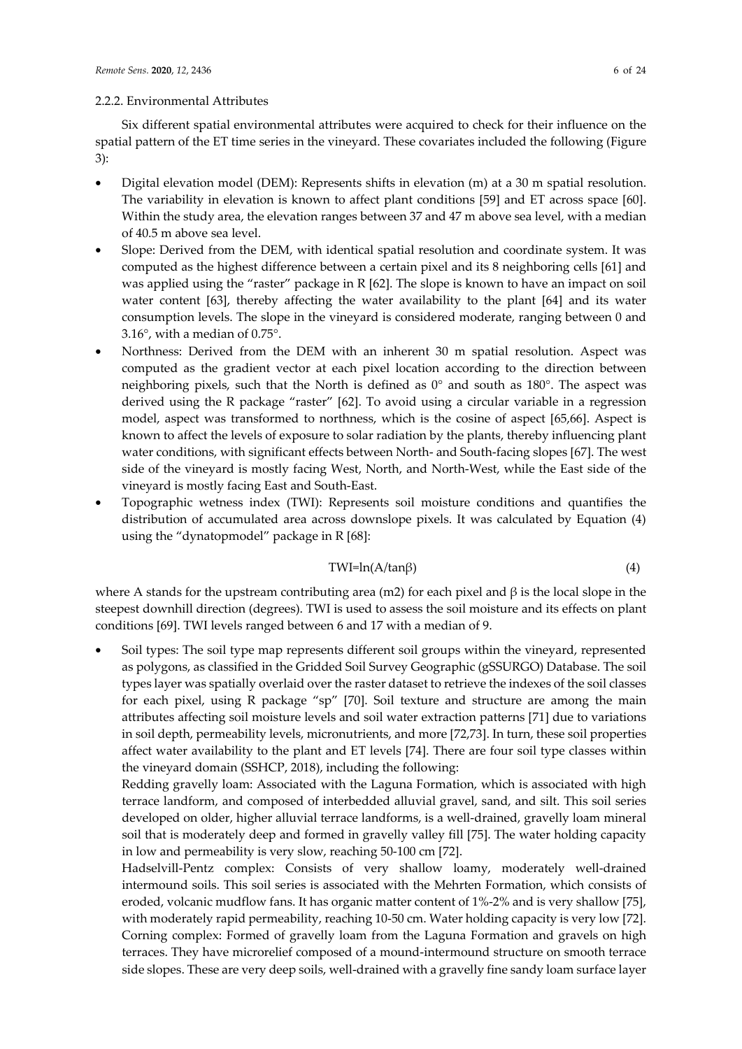#### 2.2.2. Environmental Attributes

Six different spatial environmental attributes were acquired to check for their influence on the spatial pattern of the ET time series in the vineyard. These covariates included the following (Figure 3):

- Digital elevation model (DEM): Represents shifts in elevation (m) at a 30 m spatial resolution. The variability in elevation is known to affect plant conditions [59] and ET across space [60]. Within the study area, the elevation ranges between 37 and 47 m above sea level, with a median of 40.5 m above sea level.
- Slope: Derived from the DEM, with identical spatial resolution and coordinate system. It was computed as the highest difference between a certain pixel and its 8 neighboring cells [61] and was applied using the "raster" package in R [62]. The slope is known to have an impact on soil water content [63], thereby affecting the water availability to the plant [64] and its water consumption levels. The slope in the vineyard is considered moderate, ranging between 0 and 3.16°, with a median of 0.75°.
- Northness: Derived from the DEM with an inherent 30 m spatial resolution. Aspect was computed as the gradient vector at each pixel location according to the direction between neighboring pixels, such that the North is defined as 0° and south as 180°. The aspect was derived using the R package "raster" [62]. To avoid using a circular variable in a regression model, aspect was transformed to northness, which is the cosine of aspect [65,66]. Aspect is known to affect the levels of exposure to solar radiation by the plants, thereby influencing plant water conditions, with significant effects between North- and South-facing slopes [67]. The west side of the vineyard is mostly facing West, North, and North-West, while the East side of the vineyard is mostly facing East and South-East.
- Topographic wetness index (TWI): Represents soil moisture conditions and quantifies the distribution of accumulated area across downslope pixels. It was calculated by Equation (4) using the "dynatopmodel" package in R [68]:

$$\mathrm{TWI} = \ln(A/\tan\beta) \tag{4}$$

where A stands for the upstream contributing area (m2) for each pixel and $\beta$ is the local slope in the steepest downhill direction (degrees). TWI is used to assess the soil moisture and its effects on plant conditions [69]. TWI levels ranged between 6 and 17 with a median of 9.

- Soil types: The soil type map represents different soil groups within the vineyard, represented as polygons, as classified in the Gridded Soil Survey Geographic (gSSURGO) Database. The soil types layer was spatially overlaid over the raster dataset to retrieve the indexes of the soil classes for each pixel, using R package "sp" [70]. Soil texture and structure are among the main attributes affecting soil moisture levels and soil water extraction patterns [71] due to variations in soil depth, permeability levels, micronutrients, and more [72,73]. In turn, these soil properties affect water availability to the plant and ET levels [74]. There are four soil type classes within the vineyard domain (SSHCP, 2018), including the following:

  Redding gravelly loam: Associated with the Laguna Formation, which is associated with high terrace landform, and composed of interbedded alluvial gravel, sand, and silt. This soil series developed on older, higher alluvial terrace landforms, is a well-drained, gravelly loam mineral soil that is moderately deep and formed in gravelly valley fill [75]. The water holding capacity in low and permeability is very slow, reaching 50-100 cm [72].

  Hadselvill-Pentz complex: Consists of very shallow loamy, moderately well-drained intermound soils. This soil series is associated with the Mehrten Formation, which consists of eroded, volcanic mudflow fans. It has organic matter content of 1%-2% and is very shallow [75], with moderately rapid permeability, reaching 10-50 cm. Water holding capacity is very low [72].

  Corning complex: Formed of gravelly loam from the Laguna Formation and gravels on high terraces. They have microrelief composed of a mound-intermound structure on smooth terrace side slopes. These are very deep soils, well-drained with a gravelly fine sandy loam surface layer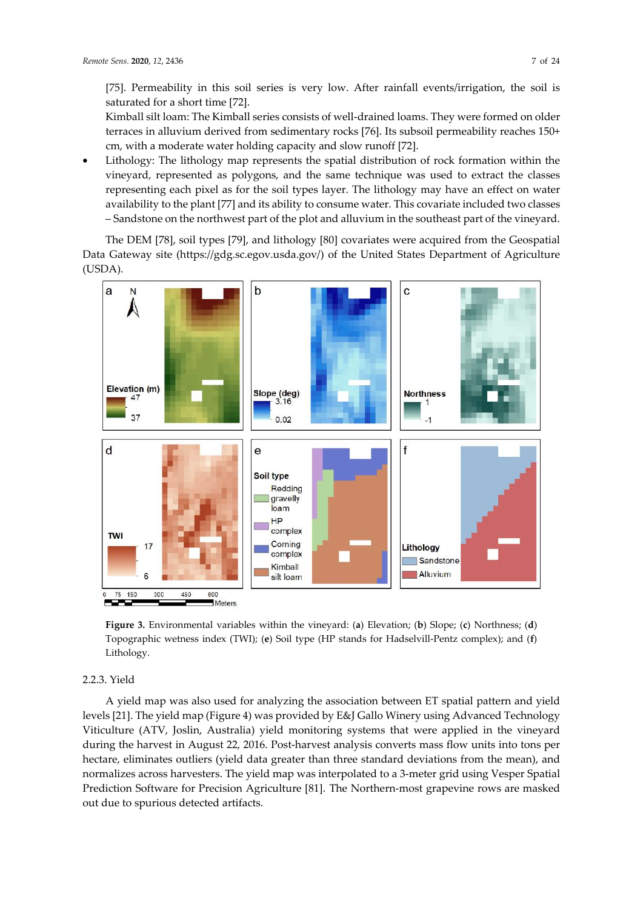[75]. Permeability in this soil series is very low. After rainfall events/irrigation, the soil is saturated for a short time [72].

Kimball silt loam: The Kimball series consists of well-drained loams. They were formed on older terraces in alluvium derived from sedimentary rocks [76]. Its subsoil permeability reaches 150+ cm, with a moderate water holding capacity and slow runoff [72].

- Lithology: The lithology map represents the spatial distribution of rock formation within the vineyard, represented as polygons, and the same technique was used to extract the classes representing each pixel as for the soil types layer. The lithology may have an effect on water availability to the plant [77] and its ability to consume water. This covariate included two classes – Sandstone on the northwest part of the plot and alluvium in the southeast part of the vineyard.

The DEM [78], soil types [79], and lithology [80] covariates were acquired from the Geospatial Data Gateway site (https://gdg.sc.egov.usda.gov/) of the United States Department of Agriculture (USDA).

**Figure 3.** Environmental variables within the vineyard: (**a**) Elevation; (**b**) Slope; (**c**) Northness; (**d**) Topographic wetness index (TWI); (**e**) Soil type (HP stands for Hadselvill-Pentz complex); and (**f**) Lithology.

### 2.2.3. Yield

A yield map was also used for analyzing the association between ET spatial pattern and yield levels [21]. The yield map (Figure 4) was provided by E&J Gallo Winery using Advanced Technology Viticulture (ATV, Joslin, Australia) yield monitoring systems that were applied in the vineyard during the harvest in August 22, 2016. Post-harvest analysis converts mass flow units into tons per hectare, eliminates outliers (yield data greater than three standard deviations from the mean), and normalizes across harvesters. The yield map was interpolated to a 3-meter grid using Vesper Spatial Prediction Software for Precision Agriculture [81]. The Northern-most grapevine rows are masked out due to spurious detected artifacts.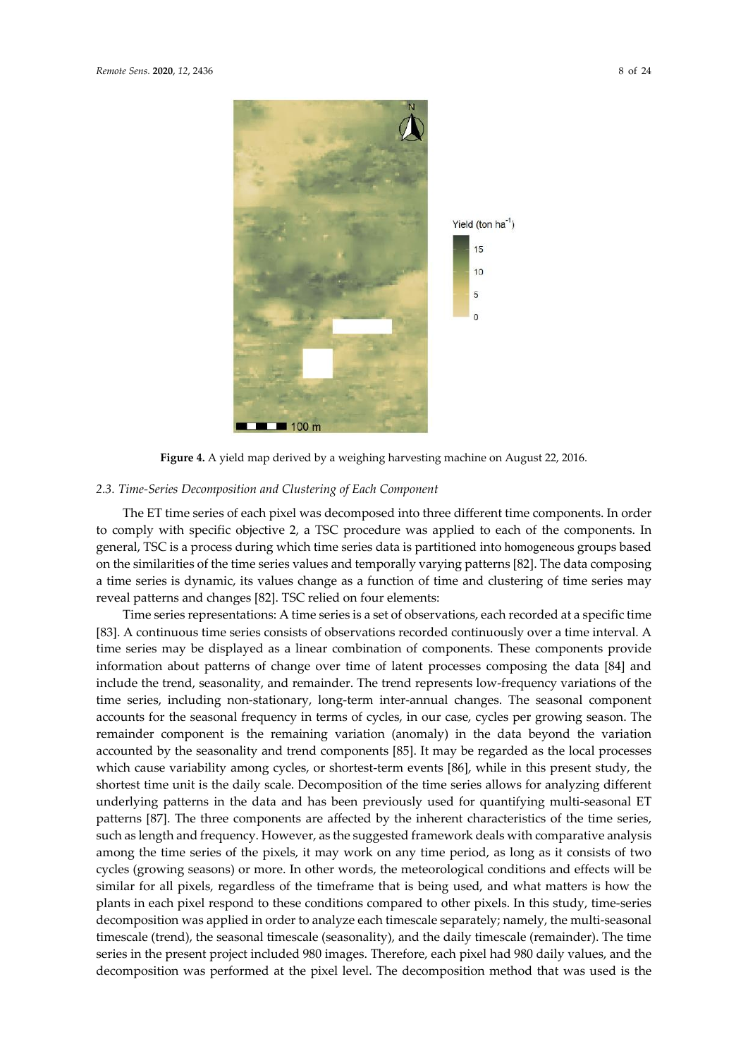**Figure 4.** A yield map derived by a weighing harvesting machine on August 22, 2016.

### 2.3. Time-Series Decomposition and Clustering of Each Component

The ET time series of each pixel was decomposed into three different time components. In order to comply with specific objective 2, a TSC procedure was applied to each of the components. In general, TSC is a process during which time series data is partitioned into homogeneous groups based on the similarities of the time series values and temporally varying patterns [82]. The data composing a time series is dynamic, its values change as a function of time and clustering of time series may reveal patterns and changes [82]. TSC relied on four elements:

Time series representations: A time series is a set of observations, each recorded at a specific time [83]. A continuous time series consists of observations recorded continuously over a time interval. A time series may be displayed as a linear combination of components. These components provide information about patterns of change over time of latent processes composing the data [84] and include the trend, seasonality, and remainder. The trend represents low-frequency variations of the time series, including non-stationary, long-term inter-annual changes. The seasonal component accounts for the seasonal frequency in terms of cycles, in our case, cycles per growing season. The remainder component is the remaining variation (anomaly) in the data beyond the variation accounted by the seasonality and trend components [85]. It may be regarded as the local processes which cause variability among cycles, or shortest-term events [86], while in this present study, the shortest time unit is the daily scale. Decomposition of the time series allows for analyzing different underlying patterns in the data and has been previously used for quantifying multi-seasonal ET patterns [87]. The three components are affected by the inherent characteristics of the time series, such as length and frequency. However, as the suggested framework deals with comparative analysis among the time series of the pixels, it may work on any time period, as long as it consists of two cycles (growing seasons) or more. In other words, the meteorological conditions and effects will be similar for all pixels, regardless of the timeframe that is being used, and what matters is how the plants in each pixel respond to these conditions compared to other pixels. In this study, time-series decomposition was applied in order to analyze each timescale separately; namely, the multi-seasonal timescale (trend), the seasonal timescale (seasonality), and the daily timescale (remainder). The time series in the present project included 980 images. Therefore, each pixel had 980 daily values, and the decomposition was performed at the pixel level. The decomposition method that was used is the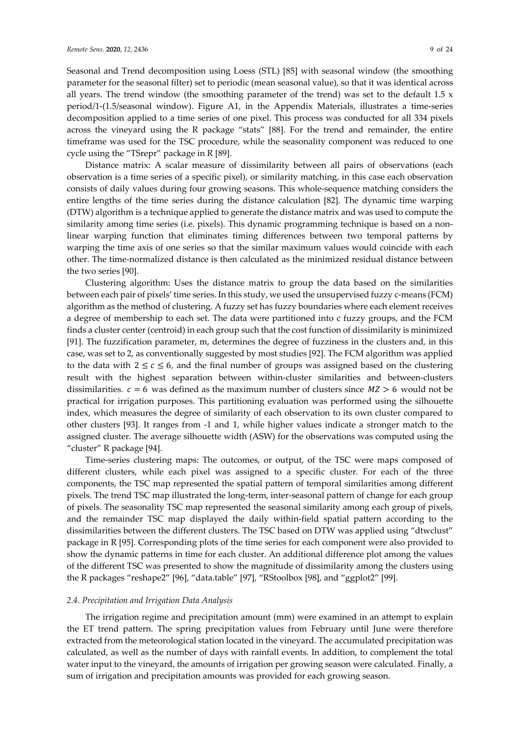Seasonal and Trend decomposition using Loess (STL) [85] with seasonal window (the smoothing parameter for the seasonal filter) set to periodic (mean seasonal value), so that it was identical across all years. The trend window (the smoothing parameter of the trend) was set to the default 1.5 x period/1-(1.5/seasonal window). Figure A1, in the Appendix Materials, illustrates a time-series decomposition applied to a time series of one pixel. This process was conducted for all 334 pixels across the vineyard using the R package "stats" [88]. For the trend and remainder, the entire timeframe was used for the TSC procedure, while the seasonality component was reduced to one cycle using the "TSrepr" package in R [89].

Distance matrix: A scalar measure of dissimilarity between all pairs of observations (each observation is a time series of a specific pixel), or similarity matching, in this case each observation consists of daily values during four growing seasons. This whole-sequence matching considers the entire lengths of the time series during the distance calculation [82]. The dynamic time warping (DTW) algorithm is a technique applied to generate the distance matrix and was used to compute the similarity among time series (i.e. pixels). This dynamic programming technique is based on a non-linear warping function that eliminates timing differences between two temporal patterns by warping the time axis of one series so that the similar maximum values would coincide with each other. The time-normalized distance is then calculated as the minimized residual distance between the two series [90].

Clustering algorithm: Uses the distance matrix to group the data based on the similarities between each pair of pixels' time series. In this study, we used the unsupervised fuzzy c-means (FCM) algorithm as the method of clustering. A fuzzy set has fuzzy boundaries where each element receives a degree of membership to each set. The data were partitioned into c fuzzy groups, and the FCM finds a cluster center (centroid) in each group such that the cost function of dissimilarity is minimized [91]. The fuzzification parameter, m, determines the degree of fuzziness in the clusters and, in this case, was set to 2, as conventionally suggested by most studies [92]. The FCM algorithm was applied to the data with $2 \leq c \leq 6$, and the final number of groups was assigned based on the clustering result with the highest separation between within-cluster similarities and between-clusters dissimilarities. $c = 6$ was defined as the maximum number of clusters since $MZ > 6$ would not be practical for irrigation purposes. This partitioning evaluation was performed using the silhouette index, which measures the degree of similarity of each observation to its own cluster compared to other clusters [93]. It ranges from -1 and 1, while higher values indicate a stronger match to the assigned cluster. The average silhouette width (ASW) for the observations was computed using the "cluster" R package [94].

Time-series clustering maps: The outcomes, or output, of the TSC were maps composed of different clusters, while each pixel was assigned to a specific cluster. For each of the three components, the TSC map represented the spatial pattern of temporal similarities among different pixels. The trend TSC map illustrated the long-term, inter-seasonal pattern of change for each group of pixels. The seasonality TSC map represented the seasonal similarity among each group of pixels, and the remainder TSC map displayed the daily within-field spatial pattern according to the dissimilarities between the different clusters. The TSC based on DTW was applied using "dtwclust" package in R [95]. Corresponding plots of the time series for each component were also provided to show the dynamic patterns in time for each cluster. An additional difference plot among the values of the different TSC was presented to show the magnitude of dissimilarity among the clusters using the R packages "reshape2" [96], "data.table" [97], "RStoolbox [98], and "ggplot2" [99].

### *2.4. Precipitation and Irrigation Data Analysis*

The irrigation regime and precipitation amount (mm) were examined in an attempt to explain the ET trend pattern. The spring precipitation values from February until June were therefore extracted from the meteorological station located in the vineyard. The accumulated precipitation was calculated, as well as the number of days with rainfall events. In addition, to complement the total water input to the vineyard, the amounts of irrigation per growing season were calculated. Finally, a sum of irrigation and precipitation amounts was provided for each growing season.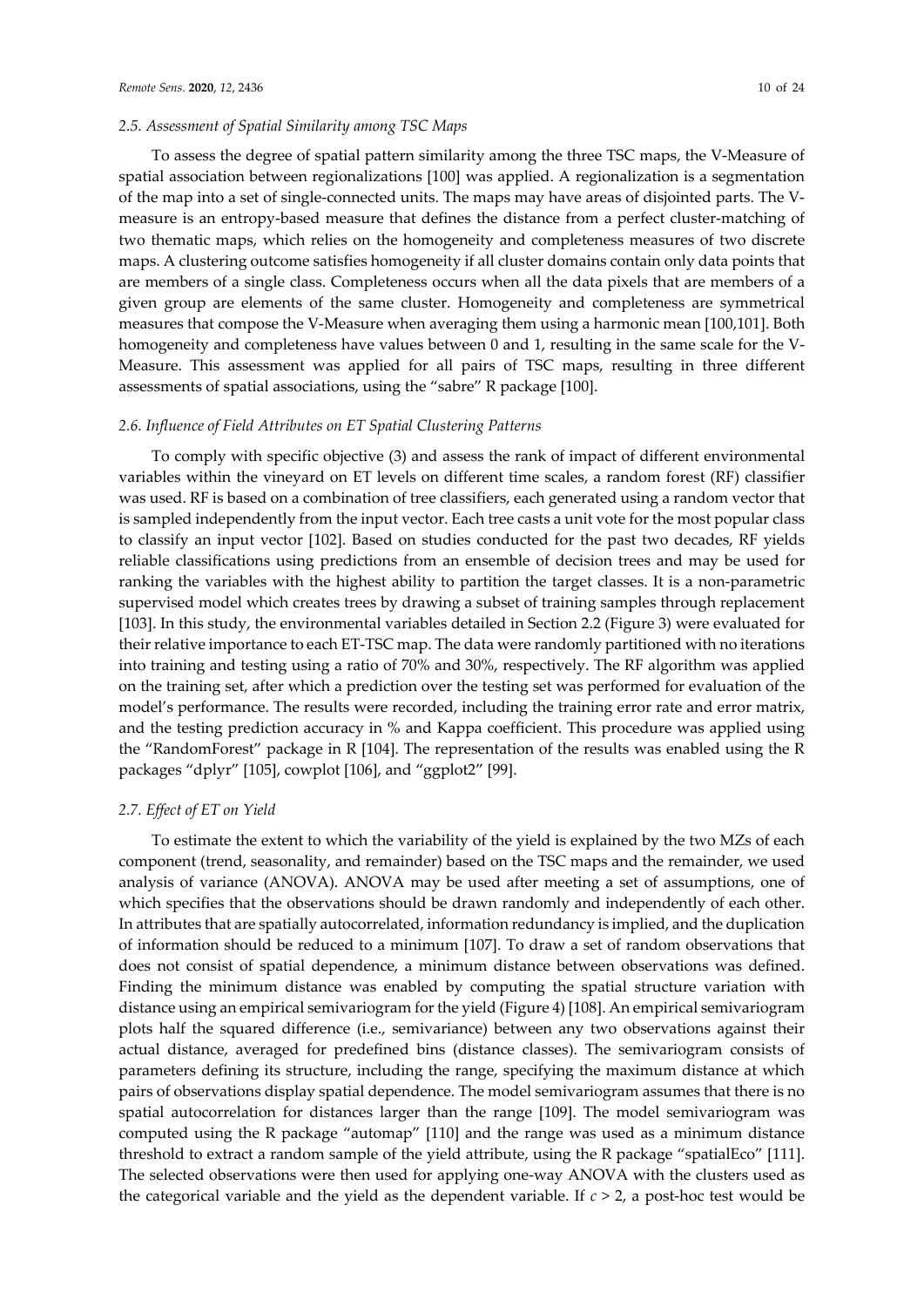### 2.5. Assessment of Spatial Similarity among TSC Maps

To assess the degree of spatial pattern similarity among the three TSC maps, the V-Measure of spatial association between regionalizations [100] was applied. A regionalization is a segmentation of the map into a set of single-connected units. The maps may have areas of disjointed parts. The V-measure is an entropy-based measure that defines the distance from a perfect cluster-matching of two thematic maps, which relies on the homogeneity and completeness measures of two discrete maps. A clustering outcome satisfies homogeneity if all cluster domains contain only data points that are members of a single class. Completeness occurs when all the data pixels that are members of a given group are elements of the same cluster. Homogeneity and completeness are symmetrical measures that compose the V-Measure when averaging them using a harmonic mean [100,101]. Both homogeneity and completeness have values between 0 and 1, resulting in the same scale for the V-Measure. This assessment was applied for all pairs of TSC maps, resulting in three different assessments of spatial associations, using the "sabre" R package [100].

### 2.6. Influence of Field Attributes on ET Spatial Clustering Patterns

To comply with specific objective (3) and assess the rank of impact of different environmental variables within the vineyard on ET levels on different time scales, a random forest (RF) classifier was used. RF is based on a combination of tree classifiers, each generated using a random vector that is sampled independently from the input vector. Each tree casts a unit vote for the most popular class to classify an input vector [102]. Based on studies conducted for the past two decades, RF yields reliable classifications using predictions from an ensemble of decision trees and may be used for ranking the variables with the highest ability to partition the target classes. It is a non-parametric supervised model which creates trees by drawing a subset of training samples through replacement [103]. In this study, the environmental variables detailed in Section 2.2 (Figure 3) were evaluated for their relative importance to each ET-TSC map. The data were randomly partitioned with no iterations into training and testing using a ratio of 70% and 30%, respectively. The RF algorithm was applied on the training set, after which a prediction over the testing set was performed for evaluation of the model's performance. The results were recorded, including the training error rate and error matrix, and the testing prediction accuracy in % and Kappa coefficient. This procedure was applied using the "RandomForest" package in R [104]. The representation of the results was enabled using the R packages "dplyr" [105], cowplot [106], and "ggplot2" [99].

### 2.7. Effect of ET on Yield

To estimate the extent to which the variability of the yield is explained by the two MZs of each component (trend, seasonality, and remainder) based on the TSC maps and the remainder, we used analysis of variance (ANOVA). ANOVA may be used after meeting a set of assumptions, one of which specifies that the observations should be drawn randomly and independently of each other. In attributes that are spatially autocorrelated, information redundancy is implied, and the duplication of information should be reduced to a minimum [107]. To draw a set of random observations that does not consist of spatial dependence, a minimum distance between observations was defined. Finding the minimum distance was enabled by computing the spatial structure variation with distance using an empirical semivariogram for the yield (Figure 4) [108]. An empirical semivariogram plots half the squared difference (i.e., semivariance) between any two observations against their actual distance, averaged for predefined bins (distance classes). The semivariogram consists of parameters defining its structure, including the range, specifying the maximum distance at which pairs of observations display spatial dependence. The model semivariogram assumes that there is no spatial autocorrelation for distances larger than the range [109]. The model semivariogram was computed using the R package "automap" [110] and the range was used as a minimum distance threshold to extract a random sample of the field attribute, using the R package "spatialEco" [111]. The selected observations were then used for applying one-way ANOVA with the clusters used as the categorical variable and the yield as the dependent variable. If $c > 2$, a post-hoc test would be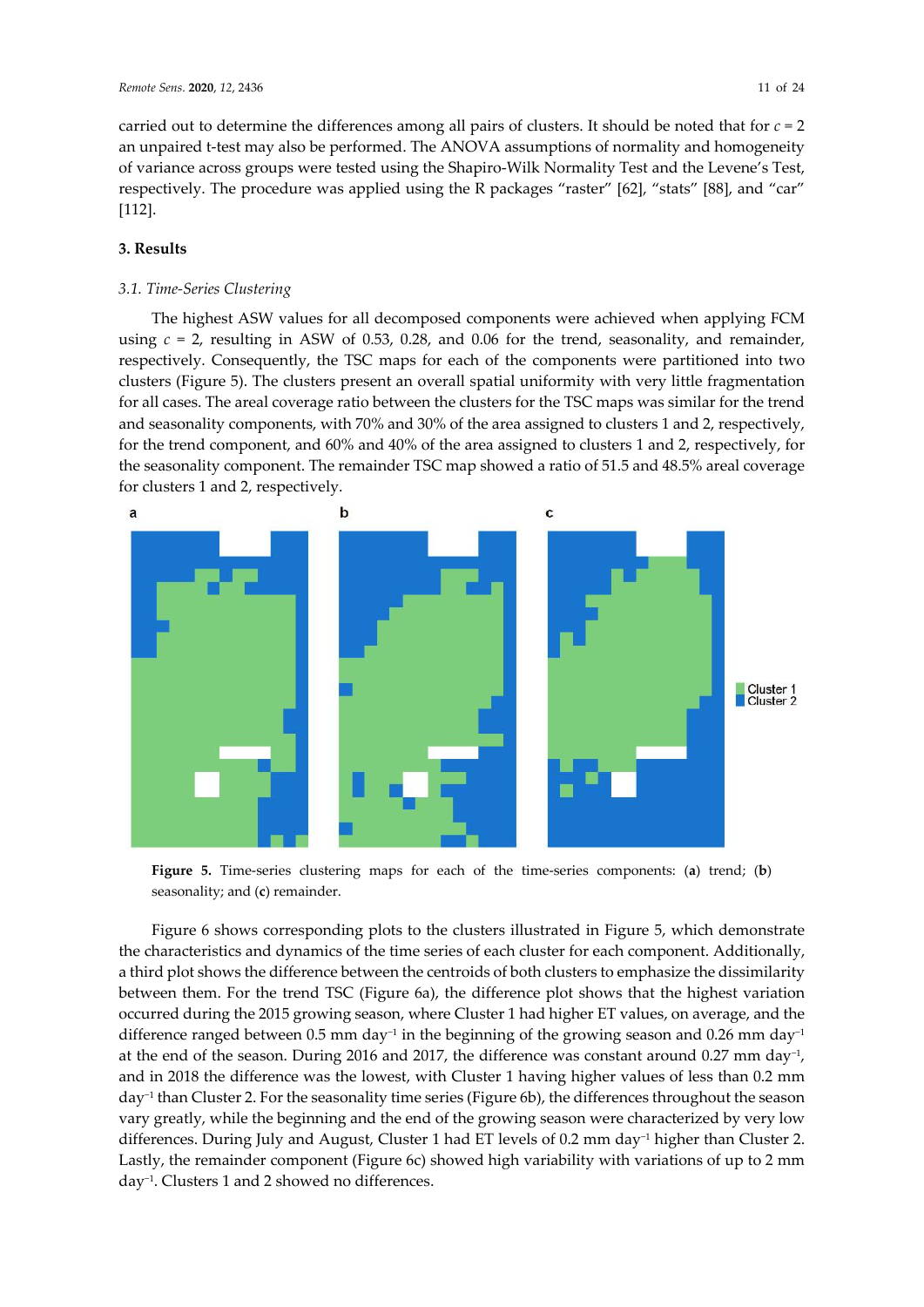carried out to determine the differences among all pairs of clusters. It should be noted that for $c = 2$ an unpaired t-test may also be performed. The ANOVA assumptions of normality and homogeneity of variance across groups were tested using the Shapiro-Wilk Normality Test and the Levene's Test, respectively. The procedure was applied using the R packages "raster" [62], "stats" [88], and "car" [112].

## 3. Results

### 3.1. Time-Series Clustering

The highest ASW values for all decomposed components were achieved when applying FCM using $c = 2$, resulting in ASW of 0.53, 0.28, and 0.06 for the trend, seasonality, and remainder, respectively. Consequently, the TSC maps for each of the components were partitioned into two clusters (Figure 5). The clusters present an overall spatial uniformity with very little fragmentation for all cases. The areal coverage ratio between the clusters for the TSC maps was similar for the trend and seasonality components, with 70% and 30% of the area assigned to clusters 1 and 2, respectively, for the trend component, and 60% and 40% of the area assigned to clusters 1 and 2, respectively, for the seasonality component. The remainder TSC map showed a ratio of 51.5 and 48.5% areal coverage for clusters 1 and 2, respectively.

**Figure 5.** Time-series clustering maps for each of the time-series components: (**a**) trend; (**b**) seasonality; and (**c**) remainder.

Figure 6 shows corresponding plots to the clusters illustrated in Figure 5, which demonstrate the characteristics and dynamics of the time series of each cluster for each component. Additionally, a third plot shows the difference between the centroids of both clusters to emphasize the dissimilarity between them. For the trend TSC (Figure 6a), the difference plot shows that the highest variation occurred during the 2015 growing season, where Cluster 1 had higher ET values, on average, and the difference ranged between 0.5 mm $day^{-1}$ in the beginning of the growing season and 0.26 mm $day^{-1}$ at the end of the season. During 2016 and 2017, the difference was constant around 0.27 mm $day^{-1}$, and in 2018 the difference was the lowest, with Cluster 1 having higher values of less than 0.2 mm $day^{-1}$ than Cluster 2. For the seasonality time series (Figure 6b), the differences throughout the season vary greatly, while the beginning and the end of the growing season were characterized by very low differences. During July and August, Cluster 1 had ET levels of 0.2 mm $day^{-1}$ higher than Cluster 2. Lastly, the remainder component (Figure 6c) showed high variability with variations of up to 2 mm $day^{-1}$. Clusters 1 and 2 showed no differences.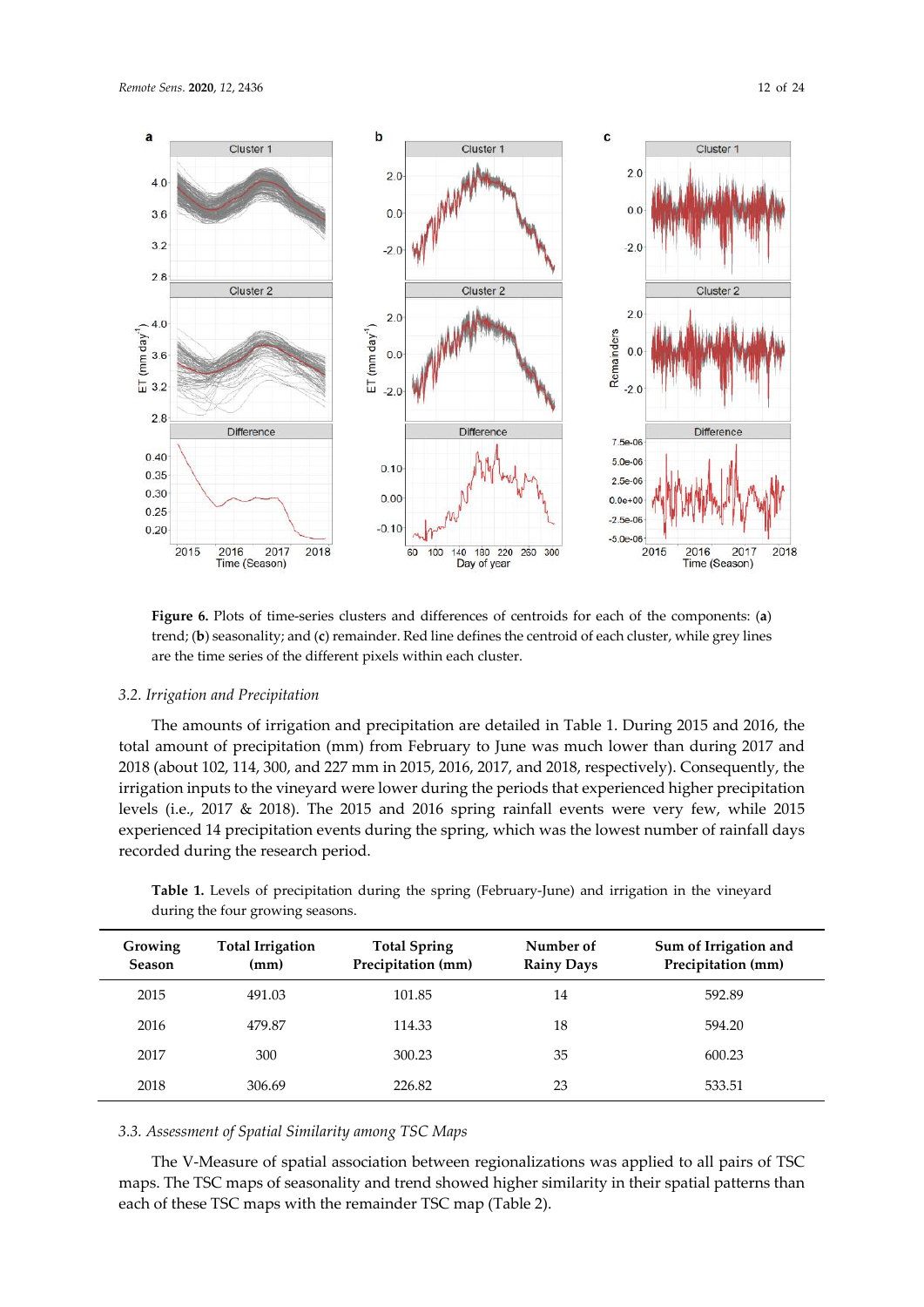**Figure 6.** Plots of time-series clusters and differences of centroids for each of the components: (**a**) trend; (**b**) seasonality; and (**c**) remainder. Red line defines the centroid of each cluster, while grey lines are the time series of the different pixels within each cluster.

### 3.2. Irrigation and Precipitation

The amounts of irrigation and precipitation are detailed in Table 1. During 2015 and 2016, the total amount of precipitation (mm) from February to June was much lower than during 2017 and 2018 (about 102, 114, 300, and 227 mm in 2015, 2016, 2017, and 2018, respectively). Consequently, the irrigation inputs to the vineyard were lower during the periods that experienced higher precipitation levels (i.e., 2017 & 2018). The 2015 and 2016 spring rainfall events were very few, while 2015 experienced 14 precipitation events during the spring, which was the lowest number of rainfall days recorded during the research period.

**Table 1.** Levels of precipitation during the spring (February-June) and irrigation in the vineyard during the four growing seasons.

| Growing Season | Total Irrigation (mm) | Total Spring Precipitation (mm) | Number of Rainy Days | Sum of Irrigation and Precipitation (mm) |
|---|---|---|---|---|
| 2015 | 491.03 | 101.85 | 14 | 592.89 |
| 2016 | 479.87 | 114.33 | 18 | 594.20 |
| 2017 | 300 | 300.23 | 35 | 600.23 |
| 2018 | 306.69 | 226.82 | 23 | 533.51 |

### 3.3. Assessment of Spatial Similarity among TSC Maps

The V-Measure of spatial association between regionalizations was applied to all pairs of TSC maps. The TSC maps of seasonality and trend showed higher similarity in their spatial patterns than each of these TSC maps with the remainder TSC map (Table 2).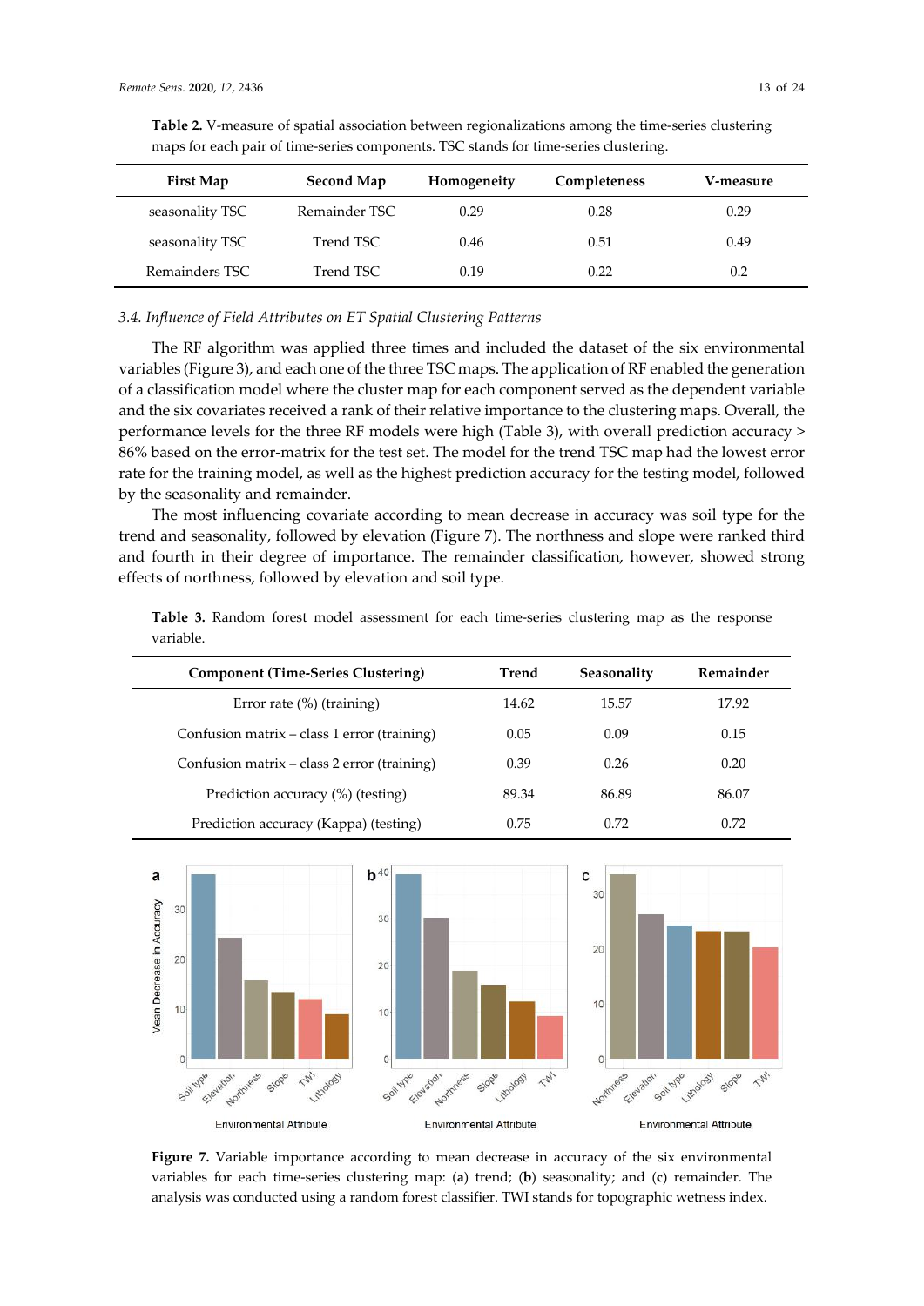**Table 2.** V-measure of spatial association between regionalizations among the time-series clustering maps for each pair of time-series components. TSC stands for time-series clustering.

| First Map | Second Map | Homogeneity | Completeness | V-measure |
|---|---|---|---|---|
| seasonality TSC | Remainder TSC | 0.29 | 0.28 | 0.29 |
| seasonality TSC | Trend TSC | 0.46 | 0.51 | 0.49 |
| Remainders TSC | Trend TSC | 0.19 | 0.22 | 0.2 |

### *3.4. Influence of Field Attributes on ET Spatial Clustering Patterns*

The RF algorithm was applied three times and included the dataset of the six environmental variables (Figure 3), and each one of the three TSC maps. The application of RF enabled the generation of a classification model where the cluster map for each component served as the dependent variable and the six covariates received a rank of their relative importance to the clustering maps. Overall, the performance levels for the three RF models were high (Table 3), with overall prediction accuracy > 86% based on the error-matrix for the test set. The model for the trend TSC map had the lowest error rate for the training model, as well as the highest prediction accuracy for the testing model, followed by the seasonality and remainder.

The most influencing covariate according to mean decrease in accuracy was soil type for the trend and seasonality, followed by elevation (Figure 7). The northness and slope were ranked third and fourth in their degree of importance. The remainder classification, however, showed strong effects of northness, followed by elevation and soil type.

**Table 3.** Random forest model assessment for each time-series clustering map as the response variable.

| Component (Time-Series Clustering) | Trend | Seasonality | Remainder |
|---|---|---|---|
| Error rate (%) (training) | 14.62 | 15.57 | 17.92 |
| Confusion matrix – class 1 error (training) | 0.05 | 0.09 | 0.15 |
| Confusion matrix – class 2 error (training) | 0.39 | 0.26 | 0.20 |
| Prediction accuracy (%) (testing) | 89.34 | 86.89 | 86.07 |
| Prediction accuracy (Kappa) (testing) | 0.75 | 0.72 | 0.72 |

**Figure 7.** Variable importance according to mean decrease in accuracy of the six environmental variables for each time-series clustering map: (**a**) trend; (**b**) seasonality; and (**c**) remainder. The analysis was conducted using a random forest classifier. TWI stands for topographic wetness index.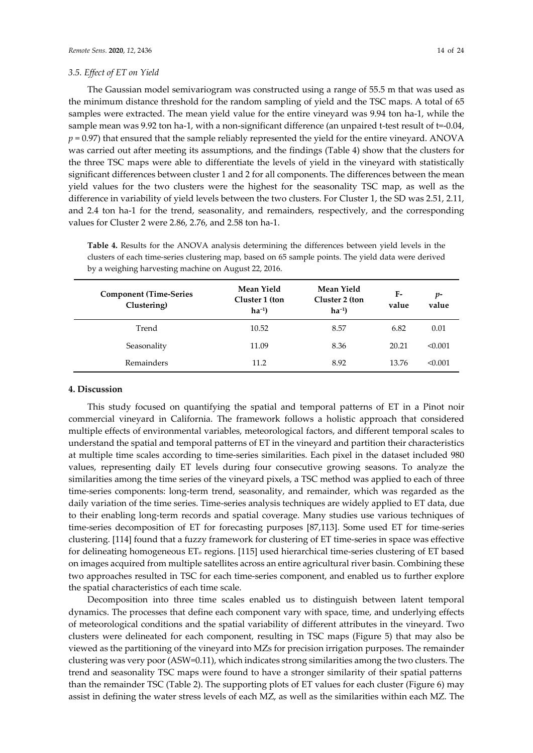### 3.5. Effect of ET on Yield

The Gaussian model semivariogram was constructed using a range of 55.5 m that was used as the minimum distance threshold for the random sampling of yield and the TSC maps. A total of 65 samples were extracted. The mean yield value for the entire vineyard was 9.94 ton ha-1, while the sample mean was 9.92 ton ha-1, with a non-significant difference (an unpaired t-test result of t=-0.04, $p = 0.97$) that ensured that the sample reliably represented the yield for the entire vineyard. ANOVA was carried out after meeting its assumptions, and the findings (Table 4) show that the clusters for the three TSC maps were able to differentiate the levels of yield in the vineyard with statistically significant differences between cluster 1 and 2 for all components. The differences between the mean yield values for the two clusters were the highest for the seasonality TSC map, as well as the difference in variability of yield levels between the two clusters. For Cluster 1, the SD was 2.51, 2.11, and 2.4 ton ha-1 for the trend, seasonality, and remainders, respectively, and the corresponding values for Cluster 2 were 2.86, 2.76, and 2.58 ton ha-1.

**Table 4.** Results for the ANOVA analysis determining the differences between yield levels in the clusters of each time-series clustering map, based on 65 sample points. The yield data were derived by a weighing harvesting machine on August 22, 2016.

| Component (Time-Series Clustering) | Mean Yield Cluster 1 (ton $ha^{-1}$) | Mean Yield Cluster 2 (ton $ha^{-1}$) | F-value | $p$-value |
|---|---|---|---|---|
| Trend | 10.52 | 8.57 | 6.82 | 0.01 |
| Seasonality | 11.09 | 8.36 | 20.21 | <0.001 |
| Remainders | 11.2 | 8.92 | 13.76 | <0.001 |

## 4. Discussion

This study focused on quantifying the spatial and temporal patterns of ET in a Pinot noir commercial vineyard in California. The framework follows a holistic approach that considered multiple effects of environmental variables, meteorological factors, and different temporal scales to understand the spatial and temporal patterns of ET in the vineyard and partition their characteristics at multiple time scales according to time-series similarities. Each pixel in the dataset included 980 values, representing daily ET levels during four consecutive growing seasons. To analyze the similarities among the time series of the vineyard pixels, a TSC method was applied to each of three time-series components: long-term trend, seasonality, and remainder, which was regarded as the daily variation of the time series. Time-series analysis techniques are widely applied to ET data, due to their enabling long-term records and spatial coverage. Many studies use various techniques of time-series decomposition of ET for forecasting purposes [87,113]. Some used ET for time-series clustering. [114] found that a fuzzy framework for clustering of ET time-series in space was effective for delineating homogeneous $ET_o$ regions. [115] used hierarchical time-series clustering of ET based on images acquired from multiple satellites across an entire agricultural river basin. Combining these two approaches resulted in TSC for each time-series component, and enabled us to further explore the spatial characteristics of each time scale.

Decomposition into three time scales enabled us to distinguish between latent temporal dynamics. The processes that define each component vary with space, time, and underlying effects of meteorological conditions and the spatial variability of different attributes in the vineyard. Two clusters were delineated for each component, resulting in TSC maps (Figure 5) that may also be viewed as the partitioning of the vineyard into MZs for precision irrigation purposes. The remainder clustering was very poor (ASW=0.11), which indicates strong similarities among the two clusters. The trend and seasonality TSC maps were found to have a stronger similarity of their spatial patterns than the remainder TSC (Table 2). The supporting plots of ET values for each cluster (Figure 6) may assist in defining the water stress levels of each MZ, as well as the similarities within each MZ. The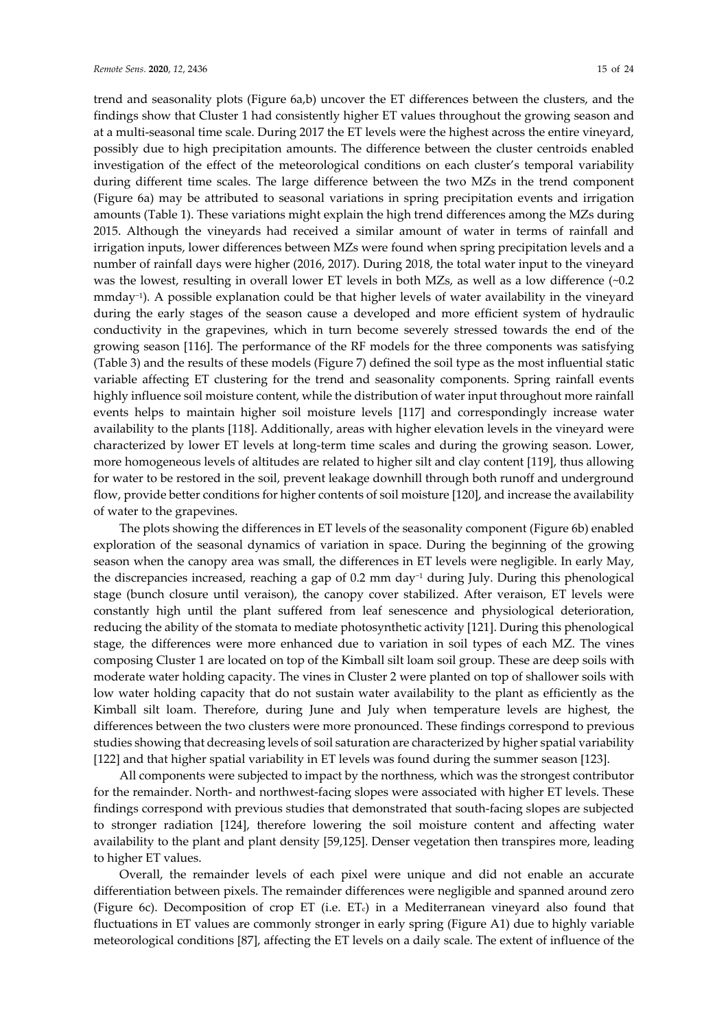trend and seasonality plots (Figure 6a,b) uncover the ET differences between the clusters, and the findings show that Cluster 1 had consistently higher ET values throughout the growing season and at a multi-seasonal time scale. During 2017 the ET levels were the highest across the entire vineyard, possibly due to high precipitation amounts. The difference between the cluster centroids enabled investigation of the effect of the meteorological conditions on each cluster's temporal variability during different time scales. The large difference between the two MZs in the trend component (Figure 6a) may be attributed to seasonal variations in spring precipitation events and irrigation amounts (Table 1). These variations might explain the high trend differences among the MZs during 2015. Although the vineyards had received a similar amount of water in terms of rainfall and irrigation inputs, lower differences between MZs were found when spring precipitation levels and a number of rainfall days were higher (2016, 2017). During 2018, the total water input to the vineyard was the lowest, resulting in overall lower ET levels in both MZs, as well as a low difference (~0.2 mmday$^{-1}$). A possible explanation could be that higher levels of water availability in the vineyard during the early stages of the season cause a developed and more efficient system of hydraulic conductivity in the grapevines, which in turn become severely stressed towards the end of the growing season [116]. The performance of the RF models for the three components was satisfying (Table 3) and the results of these models (Figure 7) defined the soil type as the most influential static variable affecting ET clustering for the trend and seasonality components. Spring rainfall events highly influence soil moisture content, while the distribution of water input throughout more rainfall events helps to maintain higher soil moisture levels [117] and correspondingly increase water availability to the plants [118]. Additionally, areas with higher elevation levels in the vineyard were characterized by lower ET levels at long-term time scales and during the growing season. Lower, more homogeneous levels of altitudes are related to higher silt and clay content [119], thus allowing for water to be restored in the soil, prevent leakage downhill through both runoff and underground flow, provide better conditions for higher contents of soil moisture [120], and increase the availability of water to the grapevines.

The plots showing the differences in ET levels of the seasonality component (Figure 6b) enabled exploration of the seasonal dynamics of variation in space. During the beginning of the growing season when the canopy area was small, the differences in ET levels were negligible. In early May, the discrepancies increased, reaching a gap of 0.2 mm day$^{-1}$ during July. During this phenological stage (bunch closure until veraison), the canopy cover stabilized. After veraison, ET levels were constantly high until the plant suffered from leaf senescence and physiological deterioration, reducing the ability of the stomata to mediate photosynthetic activity [121]. During this phenological stage, the differences were more enhanced due to variation in soil types of each MZ. The vines composing Cluster 1 are located on top of the Kimball silt loam soil group. These are deep soils with moderate water holding capacity. The vines in Cluster 2 were planted on top of shallower soils with low water holding capacity that do not sustain water availability to the plant as efficiently as the Kimball silt loam. Therefore, during June and July when temperature levels are highest, the differences between the two clusters were more pronounced. These findings correspond to previous studies showing that decreasing levels of soil saturation are characterized by higher spatial variability [122] and that higher spatial variability in ET levels was found during the summer season [123].

All components were subjected to impact by the northness, which was the strongest contributor for the remainder. North- and northwest-facing slopes were associated with higher ET levels. These findings correspond with previous studies that demonstrated that south-facing slopes are subjected to stronger radiation [124], therefore lowering the soil moisture content and affecting water availability to the plant and plant density [59,125]. Denser vegetation then transpires more, leading to higher ET values.

Overall, the remainder levels of each pixel were unique and did not enable an accurate differentiation between pixels. The remainder differences were negligible and spanned around zero (Figure 6c). Decomposition of crop ET (i.e. $ET_c$) in a Mediterranean vineyard also found that fluctuations in ET values are commonly stronger in early spring (Figure A1) due to highly variable meteorological conditions [87], affecting the ET levels on a daily scale. The extent of influence of the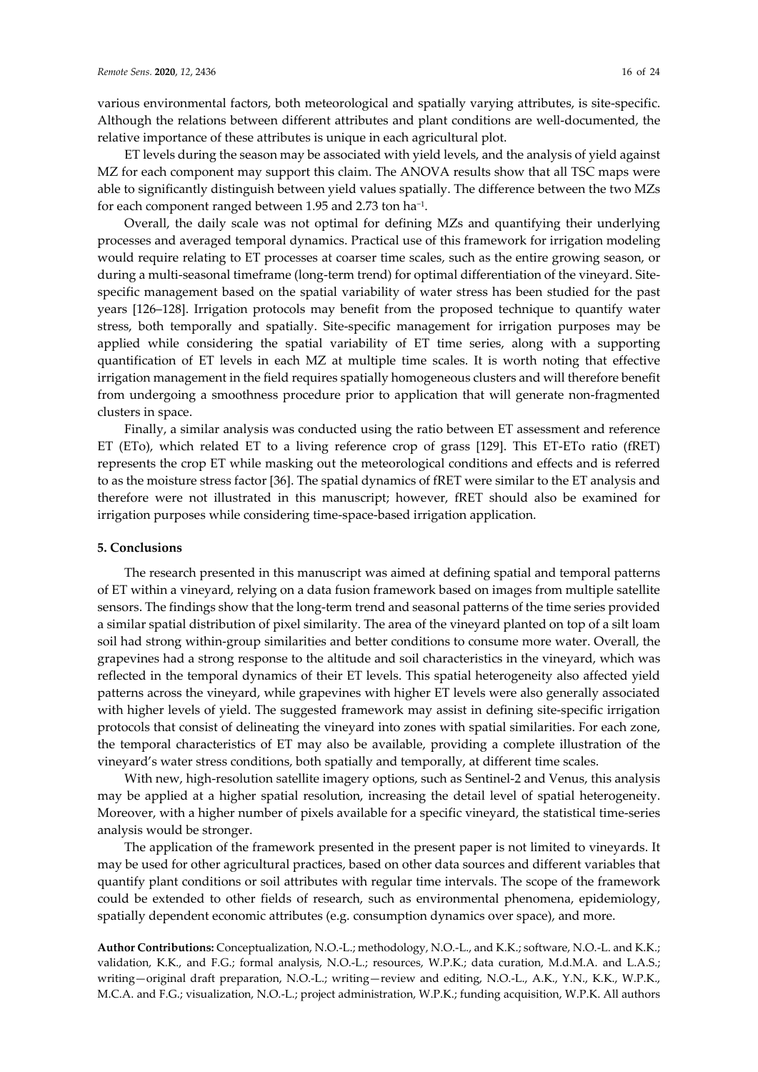various environmental factors, both meteorological and spatially varying attributes, is site-specific. Although the relations between different attributes and plant conditions are well-documented, the relative importance of these attributes is unique in each agricultural plot.

ET levels during the season may be associated with yield levels, and the analysis of yield against MZ for each component may support this claim. The ANOVA results show that all TSC maps were able to significantly distinguish between yield values spatially. The difference between the two MZs for each component ranged between 1.95 and 2.73 ton $ha^{-1}$.

Overall, the daily scale was not optimal for defining MZs and quantifying their underlying processes and averaged temporal dynamics. Practical use of this framework for irrigation modeling would require relating to ET processes at coarser time scales, such as the entire growing season, or during a multi-seasonal timeframe (long-term trend) for optimal differentiation of the vineyard. Site-specific management based on the spatial variability of water stress has been studied for the past years [126–128]. Irrigation protocols may benefit from the proposed technique to quantify water stress, both temporally and spatially. Site-specific management for irrigation purposes may be applied while considering the spatial variability of ET time series, along with a supporting quantification of ET levels in each MZ at multiple time scales. It is worth noting that effective irrigation management in the field requires spatially homogeneous clusters and will therefore benefit from undergoing a smoothness procedure prior to application that will generate non-fragmented clusters in space.

Finally, a similar analysis was conducted using the ratio between ET assessment and reference ET (ETo), which related ET to a living reference crop of grass [129]. This ET-ETo ratio (fRET) represents the crop ET while masking out the meteorological conditions and effects and is referred to as the moisture stress factor [36]. The spatial dynamics of fRET were similar to the ET analysis and therefore were not illustrated in this manuscript; however, fRET should also be examined for irrigation purposes while considering time-space-based irrigation application.

## 5. Conclusions

The research presented in this manuscript was aimed at defining spatial and temporal patterns of ET within a vineyard, relying on a data fusion framework based on images from multiple satellite sensors. The findings show that the long-term trend and seasonal patterns of the time series provided a similar spatial distribution of pixel similarity. The area of the vineyard planted on top of a silt loam soil had strong within-group similarities and better conditions to consume more water. Overall, the grapevines had a strong response to the altitude and soil characteristics in the vineyard, which was reflected in the temporal dynamics of their ET levels. This spatial heterogeneity also affected yield patterns across the vineyard, while grapevines with higher ET levels were also generally associated with higher levels of yield. The suggested framework may assist in defining site-specific irrigation protocols that consist of delineating the vineyard into zones with spatial similarities. For each zone, the temporal characteristics of ET may also be available, providing a complete illustration of the vineyard's water stress conditions, both spatially and temporally, at different time scales.

With new, high-resolution satellite imagery options, such as Sentinel-2 and Venus, this analysis may be applied at a higher spatial resolution, increasing the detail level of spatial heterogeneity. Moreover, with a higher number of pixels available for a specific vineyard, the statistical time-series analysis would be stronger.

The application of the framework presented in the present paper is not limited to vineyards. It may be used for other agricultural practices, based on other data sources and different variables that quantify plant conditions or soil attributes with regular time intervals. The scope of the framework could be extended to other fields of research, such as environmental phenomena, epidemiology, spatially dependent economic attributes (e.g. consumption dynamics over space), and more.

**Author Contributions:** Conceptualization, N.O.-L.; methodology, N.O.-L., and K.K.; software, N.O.-L. and K.K.; validation, K.K., and F.G.; formal analysis, N.O.-L.; resources, W.P.K.; data curation, M.d.M.A. and L.A.S.; writing—original draft preparation, N.O.-L.; writing—review and editing, N.O.-L., A.K., Y.N., K.K., W.P.K., M.C.A. and F.G.; visualization, N.O.-L.; project administration, W.P.K.; funding acquisition, W.P.K. All authors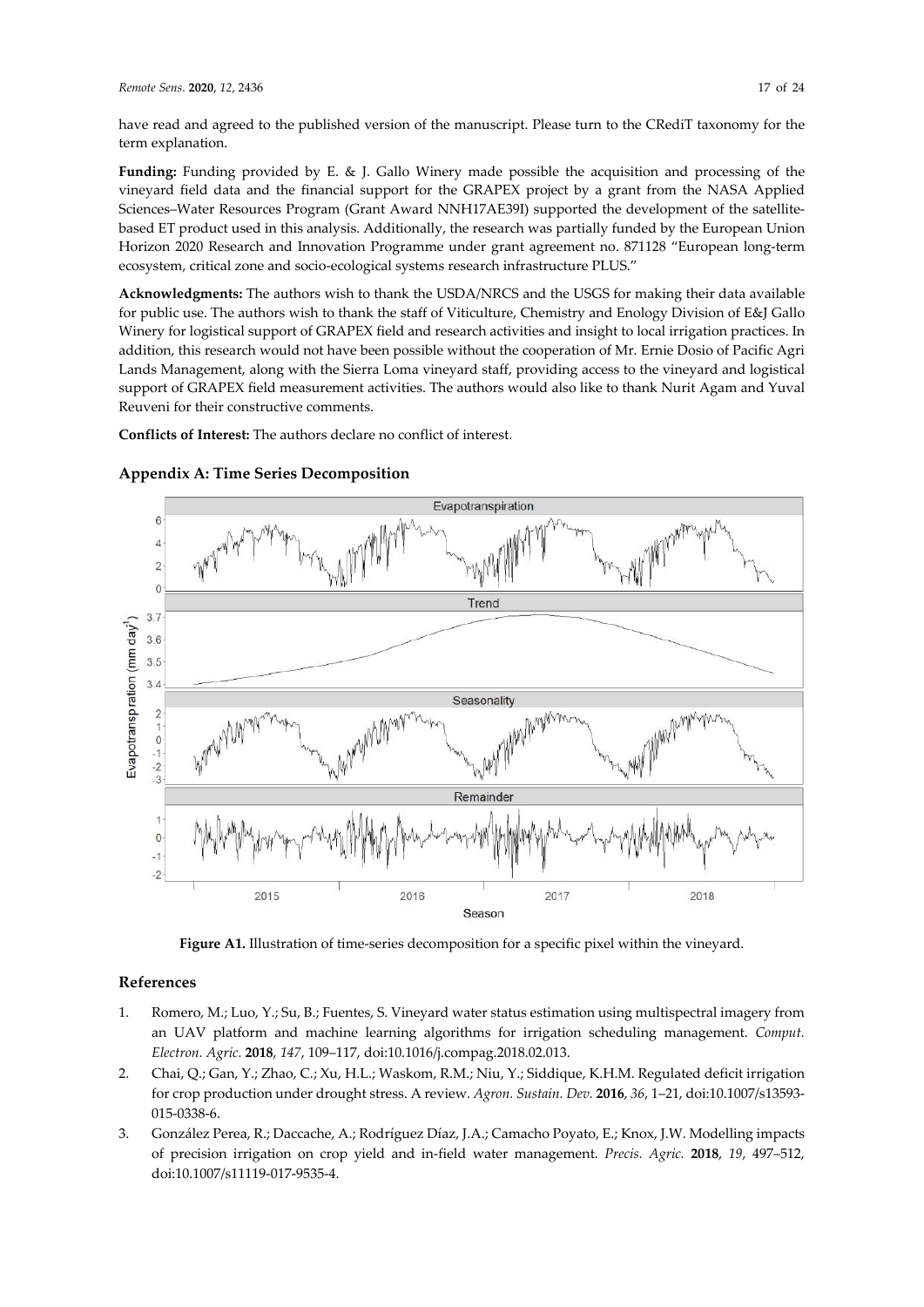have read and agreed to the published version of the manuscript. Please turn to the CRediT taxonomy for the term explanation.

**Funding:** Funding provided by E. & J. Gallo Winery made possible the acquisition and processing of the vineyard field data and the financial support for the GRAPEX project by a grant from the NASA Applied Sciences–Water Resources Program (Grant Award NNH17AE39I) supported the development of the satellite-based ET product used in this analysis. Additionally, the research was partially funded by the European Union Horizon 2020 Research and Innovation Programme under grant agreement no. 871128 "European long-term ecosystem, critical zone and socio-ecological systems research infrastructure PLUS."

**Acknowledgments:** The authors wish to thank the USDA/NRCS and the USGS for making their data available for public use. The authors wish to thank the staff of Viticulture, Chemistry and Enology Division of E&J Gallo Winery for logistical support of GRAPEX field and research activities and insight to local irrigation practices. In addition, this research would not have been possible without the cooperation of Mr. Ernie Dosio of Pacific Agri Lands Management, along with the Sierra Loma vineyard staff, providing access to the vineyard and logistical support of GRAPEX field measurement activities. The authors would also like to thank Nurit Agam and Yuval Reuveni for their constructive comments.

**Conflicts of Interest:** The authors declare no conflict of interest.

## Appendix A: Time Series Decomposition

**Figure A1.** Illustration of time-series decomposition for a specific pixel within the vineyard.

## References

1. Romero, M.; Luo, Y.; Su, B.; Fuentes, S. Vineyard water status estimation using multispectral imagery from an UAV platform and machine learning algorithms for irrigation scheduling management. *Comput. Electron. Agric.* **2018**, *147*, 109–117, doi:10.1016/j.compag.2018.02.013.
2. Chai, Q.; Gan, Y.; Zhao, C.; Xu, H.L.; Waskom, R.M.; Niu, Y.; Siddique, K.H.M. Regulated deficit irrigation for crop production under drought stress. A review. *Agron. Sustain. Dev.* **2016**, *36*, 1–21, doi:10.1007/s13593-015-0338-6.
3. González Perea, R.; Daccache, A.; Rodríguez Díaz, J.A.; Camacho Poyato, E.; Knox, J.W. Modelling impacts of precision irrigation on crop yield and in-field water management. *Precis. Agric.* **2018**, *19*, 497–512, doi:10.1007/s11119-017-9535-4.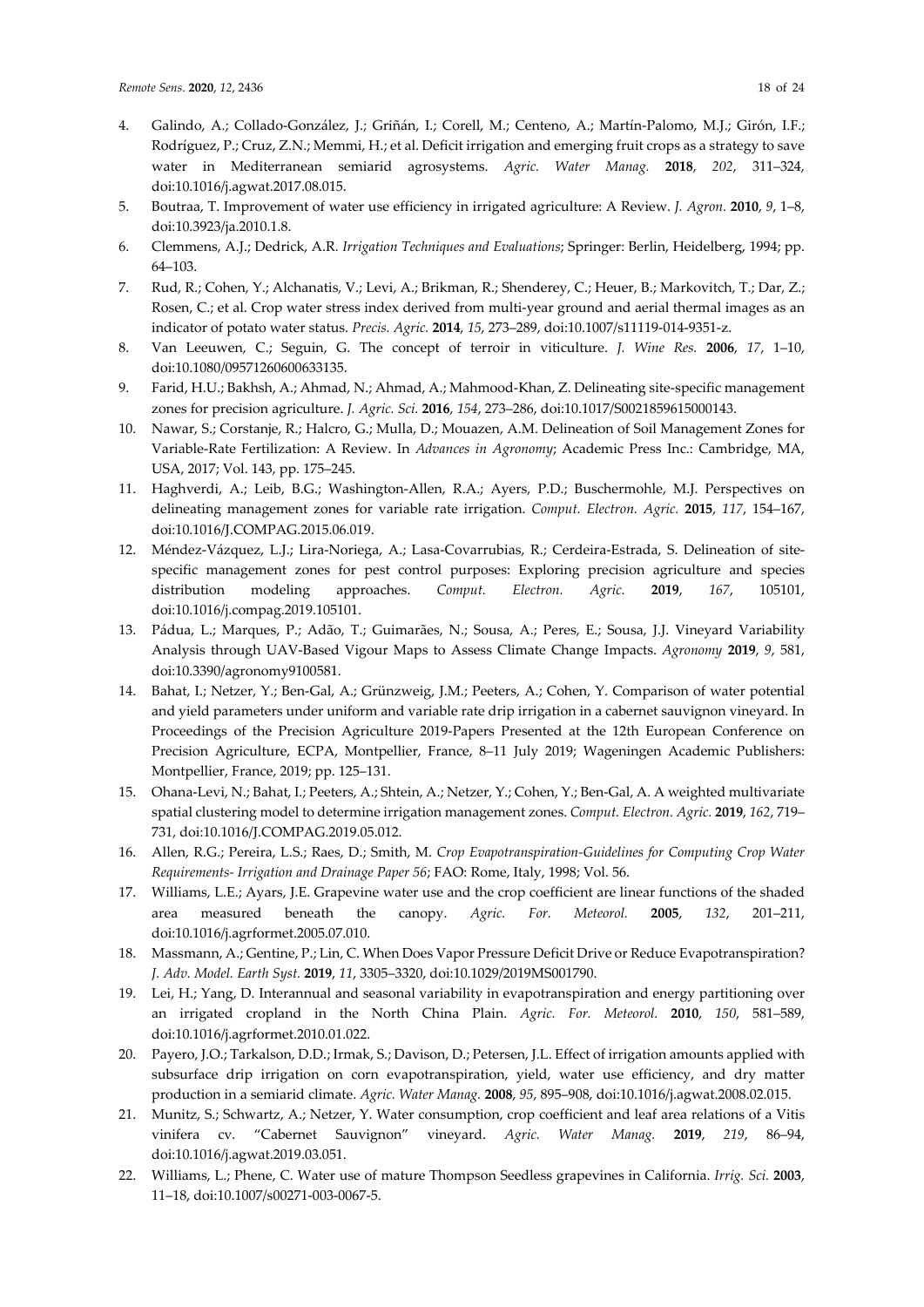4. Galindo, A.; Collado-González, J.; Griñán, I.; Corell, M.; Centeno, A.; Martín-Palomo, M.J.; Girón, I.F.; Rodríguez, P.; Cruz, Z.N.; Memmi, H.; et al. Deficit irrigation and emerging fruit crops as a strategy to save water in Mediterranean semiarid agrosystems. *Agric. Water Manag.* **2018**, *202*, 311–324, doi:10.1016/j.agwat.2017.08.015.
5. Boutraa, T. Improvement of water use efficiency in irrigated agriculture: A Review. *J. Agron.* **2010**, *9*, 1–8, doi:10.3923/ja.2010.1.8.
6. Clemmens, A.J.; Dedrick, A.R. *Irrigation Techniques and Evaluations*; Springer: Berlin, Heidelberg, 1994; pp. 64–103.
7. Rud, R.; Cohen, Y.; Alchanatis, V.; Levi, A.; Brikman, R.; Shenderey, C.; Heuer, B.; Markovitch, T.; Dar, Z.; Rosen, C.; et al. Crop water stress index derived from multi-year ground and aerial thermal images as an indicator of potato water status. *Precis. Agric.* **2014**, *15*, 273–289, doi:10.1007/s11119-014-9351-z.
8. Van Leeuwen, C.; Seguin, G. The concept of terroir in viticulture. *J. Wine Res.* **2006**, *17*, 1–10, doi:10.1080/09571260600633135.
9. Farid, H.U.; Bakhsh, A.; Ahmad, N.; Ahmad, A.; Mahmood-Khan, Z. Delineating site-specific management zones for precision agriculture. *J. Agric. Sci.* **2016**, *154*, 273–286, doi:10.1017/S0021859615000143.
10. Nawar, S.; Corstanje, R.; Halcro, G.; Mulla, D.; Mouazen, A.M. Delineation of Soil Management Zones for Variable-Rate Fertilization: A Review. In *Advances in Agronomy*; Academic Press Inc.: Cambridge, MA, USA, 2017; Vol. 143, pp. 175–245.
11. Haghverdi, A.; Leib, B.G.; Washington-Allen, R.A.; Ayers, P.D.; Buschermohle, M.J. Perspectives on delineating management zones for variable rate irrigation. *Comput. Electron. Agric.* **2015**, *117*, 154–167, doi:10.1016/J.COMPAG.2015.06.019.
12. Méndez-Vázquez, L.J.; Lira-Noriega, A.; Lasa-Covarrubias, R.; Cerdeira-Estrada, S. Delineation of site-specific management zones for pest control purposes: Exploring precision agriculture and species distribution modeling approaches. *Comput. Electron. Agric.* **2019**, *167*, 105101, doi:10.1016/j.compag.2019.105101.
13. Pádua, L.; Marques, P.; Adão, T.; Guimarães, N.; Sousa, A.; Peres, E.; Sousa, J.J. Vineyard Variability Analysis through UAV-Based Vigour Maps to Assess Climate Change Impacts. *Agronomy* **2019**, *9*, 581, doi:10.3390/agronomy9100581.
14. Bahat, I.; Netzer, Y.; Ben-Gal, A.; Grünzweig, J.M.; Peeters, A.; Cohen, Y. Comparison of water potential and yield parameters under uniform and variable rate drip irrigation in a cabernet sauvignon vineyard. In Proceedings of the Precision Agriculture 2019-Papers Presented at the 12th European Conference on Precision Agriculture, ECPA, Montpellier, France, 8–11 July 2019; Wageningen Academic Publishers: Montpellier, France, 2019; pp. 125–131.
15. Ohana-Levi, N.; Bahat, I.; Peeters, A.; Shtein, A.; Netzer, Y.; Cohen, Y.; Ben-Gal, A. A weighted multivariate spatial clustering model to determine irrigation management zones. *Comput. Electron. Agric.* **2019**, *162*, 719–731, doi:10.1016/J.COMPAG.2019.05.012.
16. Allen, R.G.; Pereira, L.S.; Raes, D.; Smith, M. *Crop Evapotranspiration-Guidelines for Computing Crop Water Requirements- Irrigation and Drainage Paper 56*; FAO: Rome, Italy, 1998; Vol. 56.
17. Williams, L.E.; Ayars, J.E. Grapevine water use and the crop coefficient are linear functions of the shaded area measured beneath the canopy. *Agric. For. Meteorol.* **2005**, *132*, 201–211, doi:10.1016/j.agrformet.2005.07.010.
18. Massmann, A.; Gentine, P.; Lin, C. When Does Vapor Pressure Deficit Drive or Reduce Evapotranspiration? *J. Adv. Model. Earth Syst.* **2019**, *11*, 3305–3320, doi:10.1029/2019MS001790.
19. Lei, H.; Yang, D. Interannual and seasonal variability in evapotranspiration and energy partitioning over an irrigated cropland in the North China Plain. *Agric. For. Meteorol.* **2010**, *150*, 581–589, doi:10.1016/j.agrformet.2010.01.022.
20. Payero, J.O.; Tarkalson, D.D.; Irmak, S.; Davison, D.; Petersen, J.L. Effect of irrigation amounts applied with subsurface drip irrigation on corn evapotranspiration, yield, water use efficiency, and dry matter production in a semiarid climate. *Agric. Water Manag.* **2008**, *95*, 895–908, doi:10.1016/j.agwat.2008.02.015.
21. Munitz, S.; Schwartz, A.; Netzer, Y. Water consumption, crop coefficient and leaf area relations of a Vitis vinifera cv. "Cabernet Sauvignon" vineyard. *Agric. Water Manag.* **2019**, *219*, 86–94, doi:10.1016/j.agwat.2019.03.051.
22. Williams, L.; Phene, C. Water use of mature Thompson Seedless grapevines in California. *Irrig. Sci.* **2003**, 11–18, doi:10.1007/s00271-003-0067-5.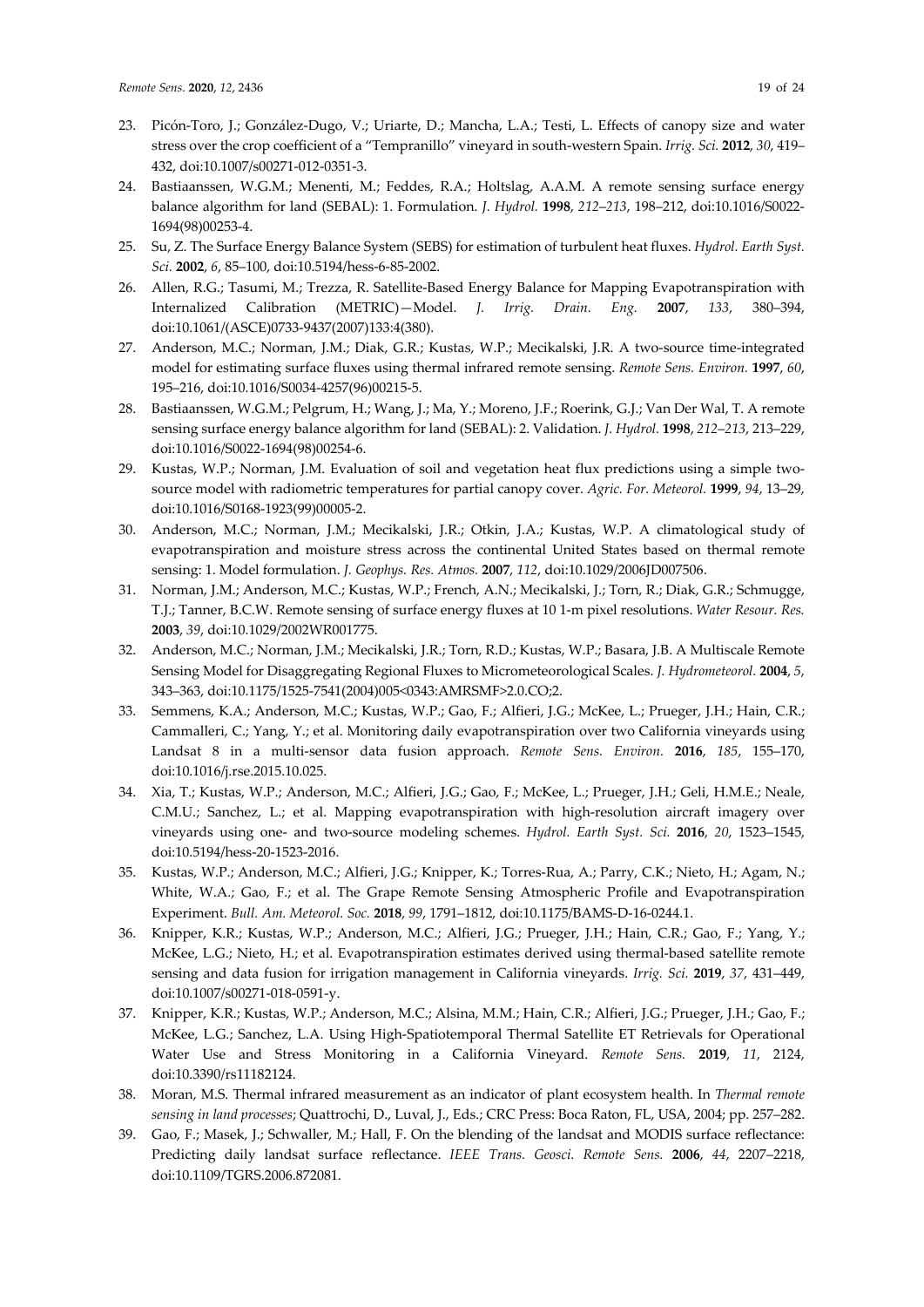23. Picón-Toro, J.; González-Dugo, V.; Uriarte, D.; Mancha, L.A.; Testi, L. Effects of canopy size and water stress over the crop coefficient of a "Tempranillo" vineyard in south-western Spain. *Irrig. Sci.* **2012**, *30*, 419–432, doi:10.1007/s00271-012-0351-3.
24. Bastiaanssen, W.G.M.; Menenti, M.; Feddes, R.A.; Holtslag, A.A.M. A remote sensing surface energy balance algorithm for land (SEBAL): 1. Formulation. *J. Hydrol.* **1998**, *212–213*, 198–212, doi:10.1016/S0022-1694(98)00253-4.
25. Su, Z. The Surface Energy Balance System (SEBS) for estimation of turbulent heat fluxes. *Hydrol. Earth Syst. Sci.* **2002**, *6*, 85–100, doi:10.5194/hess-6-85-2002.
26. Allen, R.G.; Tasumi, M.; Trezza, R. Satellite-Based Energy Balance for Mapping Evapotranspiration with Internalized Calibration (METRIC)—Model. *J. Irrig. Drain. Eng.* **2007**, *133*, 380–394, doi:10.1061/(ASCE)0733-9437(2007)133:4(380).
27. Anderson, M.C.; Norman, J.M.; Diak, G.R.; Kustas, W.P.; Mecikalski, J.R. A two-source time-integrated model for estimating surface fluxes using thermal infrared remote sensing. *Remote Sens. Environ.* **1997**, *60*, 195–216, doi:10.1016/S0034-4257(96)00215-5.
28. Bastiaanssen, W.G.M.; Pelgrum, H.; Wang, J.; Ma, Y.; Moreno, J.F.; Roerink, G.J.; Van Der Wal, T. A remote sensing surface energy balance algorithm for land (SEBAL): 2. Validation. *J. Hydrol.* **1998**, *212–213*, 213–229, doi:10.1016/S0022-1694(98)00254-6.
29. Kustas, W.P.; Norman, J.M. Evaluation of soil and vegetation heat flux predictions using a simple two-source model with radiometric temperatures for partial canopy cover. *Agric. For. Meteorol.* **1999**, *94*, 13–29, doi:10.1016/S0168-1923(99)00005-2.
30. Anderson, M.C.; Norman, J.M.; Mecikalski, J.R.; Otkin, J.A.; Kustas, W.P. A climatological study of evapotranspiration and moisture stress across the continental United States based on thermal remote sensing: 1. Model formulation. *J. Geophys. Res. Atmos.* **2007**, *112*, doi:10.1029/2006JD007506.
31. Norman, J.M.; Anderson, M.C.; Kustas, W.P.; French, A.N.; Mecikalski, J.; Torn, R.; Diak, G.R.; Schmugge, T.J.; Tanner, B.C.W. Remote sensing of surface energy fluxes at 10 1-m pixel resolutions. *Water Resour. Res.* **2003**, *39*, doi:10.1029/2002WR001775.
32. Anderson, M.C.; Norman, J.M.; Mecikalski, J.R.; Torn, R.D.; Kustas, W.P.; Basara, J.B. A Multiscale Remote Sensing Model for Disaggregating Regional Fluxes to Micrometeorological Scales. *J. Hydrometeorol.* **2004**, *5*, 343–363, doi:10.1175/1525-7541(2004)005<0343:AMRSMF>2.0.CO;2.
33. Semmens, K.A.; Anderson, M.C.; Kustas, W.P.; Gao, F.; Alfieri, J.G.; McKee, L.; Prueger, J.H.; Hain, C.R.; Cammalleri, C.; Yang, Y.; et al. Monitoring daily evapotranspiration over two California vineyards using Landsat 8 in a multi-sensor data fusion approach. *Remote Sens. Environ.* **2016**, *185*, 155–170, doi:10.1016/j.rse.2015.10.025.
34. Xia, T.; Kustas, W.P.; Anderson, M.C.; Alfieri, J.G.; Gao, F.; McKee, L.; Prueger, J.H.; Geli, H.M.E.; Neale, C.M.U.; Sanchez, L.; et al. Mapping evapotranspiration with high-resolution aircraft imagery over vineyards using one- and two-source modeling schemes. *Hydrol. Earth Syst. Sci.* **2016**, *20*, 1523–1545, doi:10.5194/hess-20-1523-2016.
35. Kustas, W.P.; Anderson, M.C.; Alfieri, J.G.; Knipper, K.; Torres-Rua, A.; Parry, C.K.; Nieto, H.; Agam, N.; White, W.A.; Gao, F.; et al. The Grape Remote Sensing Atmospheric Profile and Evapotranspiration Experiment. *Bull. Am. Meteorol. Soc.* **2018**, *99*, 1791–1812, doi:10.1175/BAMS-D-16-0244.1.
36. Knipper, K.R.; Kustas, W.P.; Anderson, M.C.; Alfieri, J.G.; Prueger, J.H.; Hain, C.R.; Gao, F.; Yang, Y.; McKee, L.G.; Nieto, H.; et al. Evapotranspiration estimates derived using thermal-based satellite remote sensing and data fusion for irrigation management in California vineyards. *Irrig. Sci.* **2019**, *37*, 431–449, doi:10.1007/s00271-018-0591-y.
37. Knipper, K.R.; Kustas, W.P.; Anderson, M.C.; Alsina, M.M.; Hain, C.R.; Alfieri, J.G.; Prueger, J.H.; Gao, F.; McKee, L.G.; Sanchez, L.A. Using High-Spatiotemporal Thermal Satellite ET Retrievals for Operational Water Use and Stress Monitoring in a California Vineyard. *Remote Sens.* **2019**, *11*, 2124, doi:10.3390/rs11182124.
38. Moran, M.S. Thermal infrared measurement as an indicator of plant ecosystem health. In *Thermal remote sensing in land processes*; Quattrochi, D., Luval, J., Eds.; CRC Press: Boca Raton, FL, USA, 2004; pp. 257–282.
39. Gao, F.; Masek, J.; Schwaller, M.; Hall, F. On the blending of the landsat and MODIS surface reflectance: Predicting daily landsat surface reflectance. *IEEE Trans. Geosci. Remote Sens.* **2006**, *44*, 2207–2218, doi:10.1109/TGRS.2006.872081.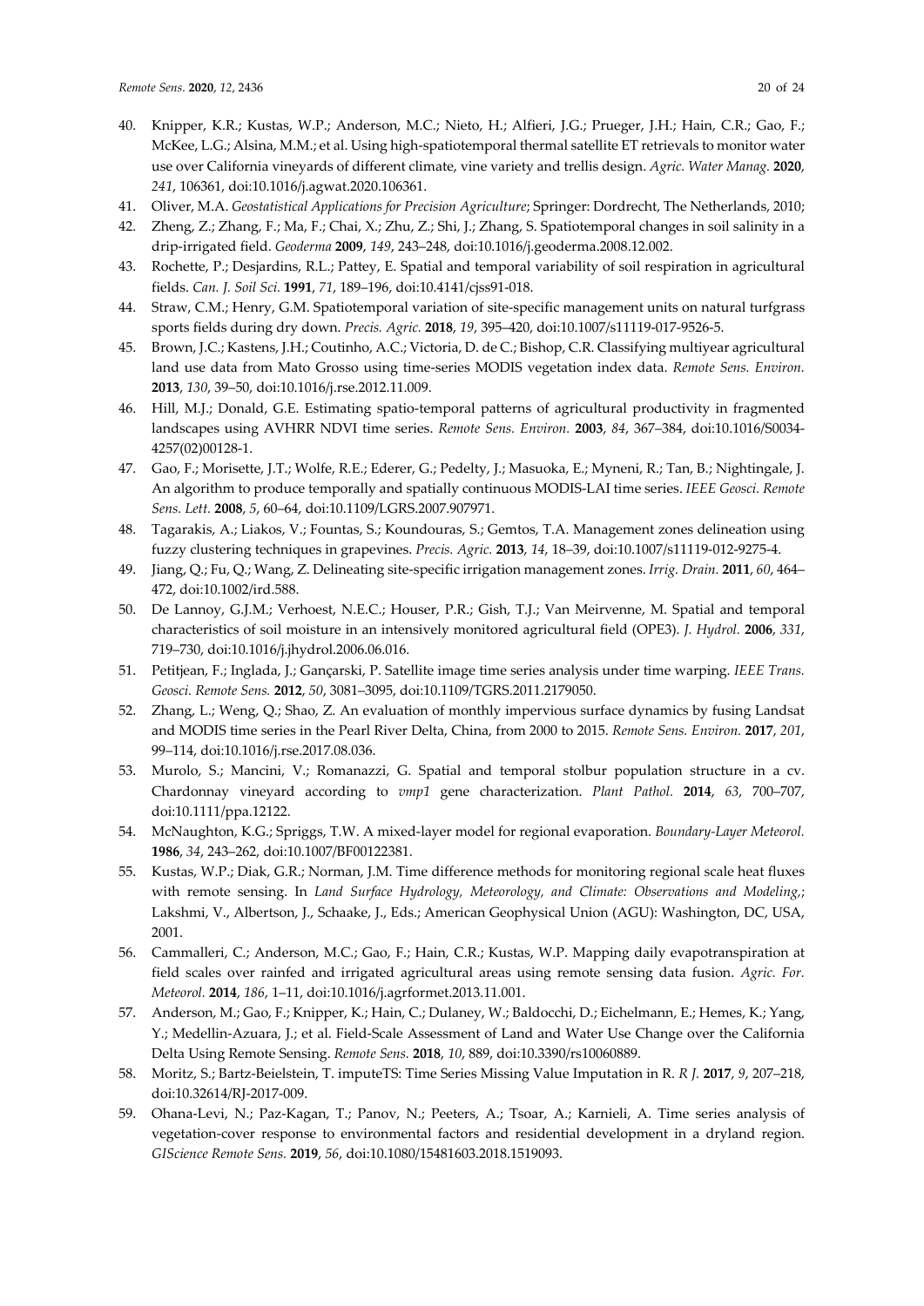40. Knipper, K.R.; Kustas, W.P.; Anderson, M.C.; Nieto, H.; Alfieri, J.G.; Prueger, J.H.; Hain, C.R.; Gao, F.; McKee, L.G.; Alsina, M.M.; et al. Using high-spatiotemporal thermal satellite ET retrievals to monitor water use over California vineyards of different climate, vine variety and trellis design. *Agric. Water Manag.* **2020**, *241*, 106361, doi:10.1016/j.agwat.2020.106361.
41. Oliver, M.A. *Geostatistical Applications for Precision Agriculture*; Springer: Dordrecht, The Netherlands, 2010;
42. Zheng, Z.; Zhang, F.; Ma, F.; Chai, X.; Zhu, Z.; Shi, J.; Zhang, S. Spatiotemporal changes in soil salinity in a drip-irrigated field. *Geoderma* **2009**, *149*, 243–248, doi:10.1016/j.geoderma.2008.12.002.
43. Rochette, P.; Desjardins, R.L.; Pattey, E. Spatial and temporal variability of soil respiration in agricultural fields. *Can. J. Soil Sci.* **1991**, *71*, 189–196, doi:10.4141/cjss91-018.
44. Straw, C.M.; Henry, G.M. Spatiotemporal variation of site-specific management units on natural turfgrass sports fields during dry down. *Precis. Agric.* **2018**, *19*, 395–420, doi:10.1007/s11119-017-9526-5.
45. Brown, J.C.; Kastens, J.H.; Coutinho, A.C.; Victoria, D. de C.; Bishop, C.R. Classifying multiyear agricultural land use data from Mato Grosso using time-series MODIS vegetation index data. *Remote Sens. Environ.* **2013**, *130*, 39–50, doi:10.1016/j.rse.2012.11.009.
46. Hill, M.J.; Donald, G.E. Estimating spatio-temporal patterns of agricultural productivity in fragmented landscapes using AVHRR NDVI time series. *Remote Sens. Environ.* **2003**, *84*, 367–384, doi:10.1016/S0034-4257(02)00128-1.
47. Gao, F.; Morisette, J.T.; Wolfe, R.E.; Ederer, G.; Pedelty, J.; Masuoka, E.; Myneni, R.; Tan, B.; Nightingale, J. An algorithm to produce temporally and spatially continuous MODIS-LAI time series. *IEEE Geosci. Remote Sens. Lett.* **2008**, *5*, 60–64, doi:10.1109/LGRS.2007.907971.
48. Tagarakis, A.; Liakos, V.; Fountas, S.; Koundouras, S.; Gemtos, T.A. Management zones delineation using fuzzy clustering techniques in grapevines. *Precis. Agric.* **2013**, *14*, 18–39, doi:10.1007/s11119-012-9275-4.
49. Jiang, Q.; Fu, Q.; Wang, Z. Delineating site-specific irrigation management zones. *Irrig. Drain.* **2011**, *60*, 464–472, doi:10.1002/ird.588.
50. De Lannoy, G.J.M.; Verhoest, N.E.C.; Houser, P.R.; Gish, T.J.; Van Meirvenne, M. Spatial and temporal characteristics of soil moisture in an intensively monitored agricultural field (OPE3). *J. Hydrol.* **2006**, *331*, 719–730, doi:10.1016/j.jhydrol.2006.06.016.
51. Petitjean, F.; Inglada, J.; Gançarski, P. Satellite image time series analysis under time warping. *IEEE Trans. Geosci. Remote Sens.* **2012**, *50*, 3081–3095, doi:10.1109/TGRS.2011.2179050.
52. Zhang, L.; Weng, Q.; Shao, Z. An evaluation of monthly impervious surface dynamics by fusing Landsat and MODIS time series in the Pearl River Delta, China, from 2000 to 2015. *Remote Sens. Environ.* **2017**, *201*, 99–114, doi:10.1016/j.rse.2017.08.036.
53. Murolo, S.; Mancini, V.; Romanazzi, G. Spatial and temporal stolbur population structure in a cv. Chardonnay vineyard according to *vmp1* gene characterization. *Plant Pathol.* **2014**, *63*, 700–707, doi:10.1111/ppa.12122.
54. McNaughton, K.G.; Spriggs, T.W. A mixed-layer model for regional evaporation. *Boundary-Layer Meteorol.* **1986**, *34*, 243–262, doi:10.1007/BF00122381.
55. Kustas, W.P.; Diak, G.R.; Norman, J.M. Time difference methods for monitoring regional scale heat fluxes with remote sensing. In *Land Surface Hydrology, Meteorology, and Climate: Observations and Modeling,*; Lakshmi, V., Albertson, J., Schaake, J., Eds.; American Geophysical Union (AGU): Washington, DC, USA, 2001.
56. Cammalleri, C.; Anderson, M.C.; Gao, F.; Hain, C.R.; Kustas, W.P. Mapping daily evapotranspiration at field scales over rainfed and irrigated agricultural areas using remote sensing data fusion. *Agric. For. Meteorol.* **2014**, *186*, 1–11, doi:10.1016/j.agrformet.2013.11.001.
57. Anderson, M.; Gao, F.; Knipper, K.; Hain, C.; Dulaney, W.; Baldocchi, D.; Eichelmann, E.; Hemes, K.; Yang, Y.; Medellin-Azuara, J.; et al. Field-Scale Assessment of Land and Water Use Change over the California Delta Using Remote Sensing. *Remote Sens.* **2018**, *10*, 889, doi:10.3390/rs10060889.
58. Moritz, S.; Bartz-Beielstein, T. imputeTS: Time Series Missing Value Imputation in R. *R J.* **2017**, *9*, 207–218, doi:10.32614/RJ-2017-009.
59. Ohana-Levi, N.; Paz-Kagan, T.; Panov, N.; Peeters, A.; Tsoar, A.; Karnieli, A. Time series analysis of vegetation-cover response to environmental factors and residential development in a dryland region. *GIScience Remote Sens.* **2019**, *56*, doi:10.1080/15481603.2018.1519093.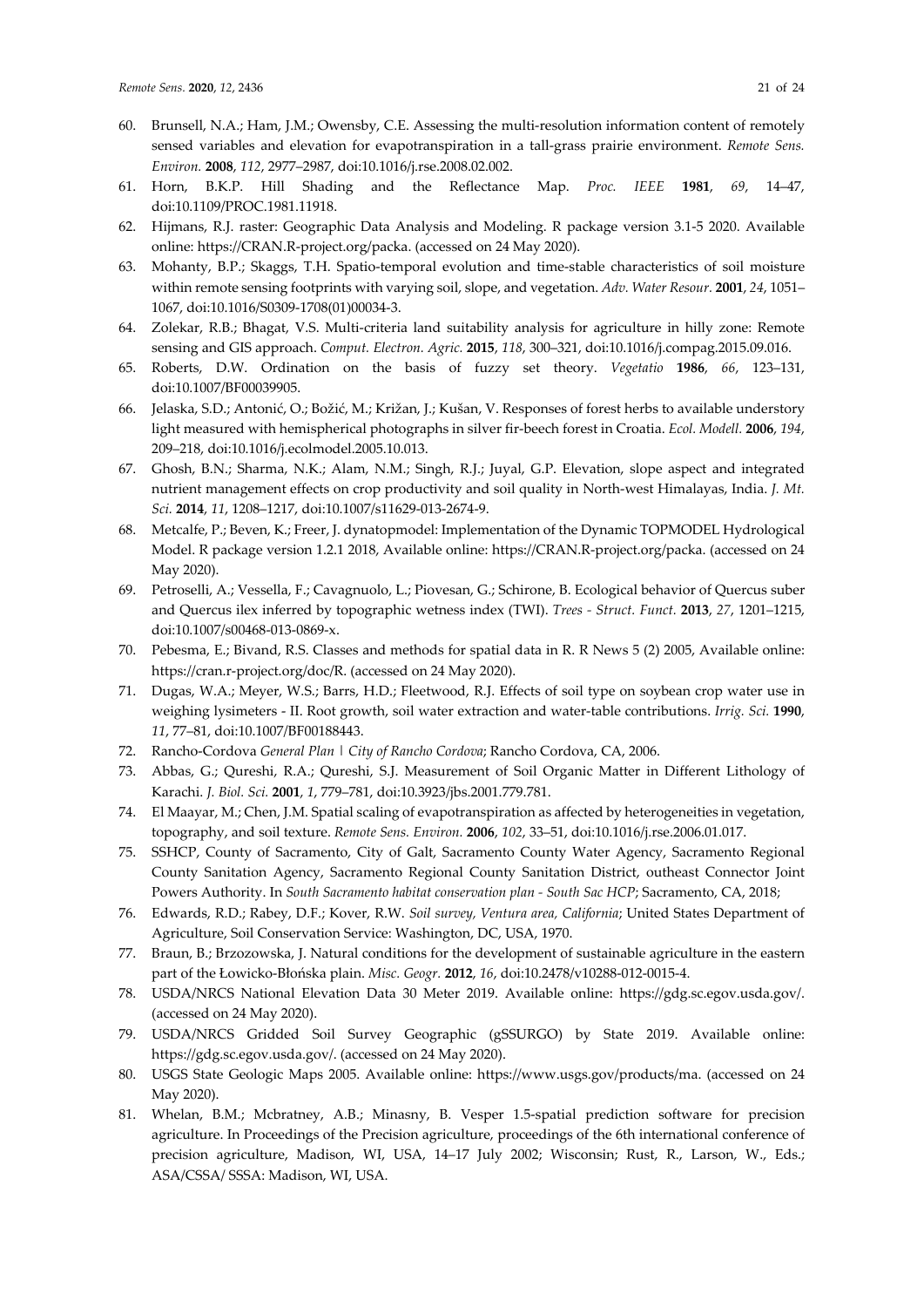60. Brunsell, N.A.; Ham, J.M.; Owensby, C.E. Assessing the multi-resolution information content of remotely sensed variables and elevation for evapotranspiration in a tall-grass prairie environment. *Remote Sens. Environ.* **2008**, *112*, 2977–2987, doi:10.1016/j.rse.2008.02.002.
61. Horn, B.K.P. Hill Shading and the Reflectance Map. *Proc. IEEE* **1981**, *69*, 14–47, doi:10.1109/PROC.1981.11918.
62. Hijmans, R.J. raster: Geographic Data Analysis and Modeling. R package version 3.1-5 2020. Available online: https://CRAN.R-project.org/packa. (accessed on 24 May 2020).
63. Mohanty, B.P.; Skaggs, T.H. Spatio-temporal evolution and time-stable characteristics of soil moisture within remote sensing footprints with varying soil, slope, and vegetation. *Adv. Water Resour.* **2001**, *24*, 1051–1067, doi:10.1016/S0309-1708(01)00034-3.
64. Zolekar, R.B.; Bhagat, V.S. Multi-criteria land suitability analysis for agriculture in hilly zone: Remote sensing and GIS approach. *Comput. Electron. Agric.* **2015**, *118*, 300–321, doi:10.1016/j.compag.2015.09.016.
65. Roberts, D.W. Ordination on the basis of fuzzy set theory. *Vegetatio* **1986**, *66*, 123–131, doi:10.1007/BF00039905.
66. Jelaska, S.D.; Antonić, O.; Božić, M.; Križan, J.; Kušan, V. Responses of forest herbs to available understory light measured with hemispherical photographs in silver fir-beech forest in Croatia. *Ecol. Modell.* **2006**, *194*, 209–218, doi:10.1016/j.ecolmodel.2005.10.013.
67. Ghosh, B.N.; Sharma, N.K.; Alam, N.M.; Singh, R.J.; Juyal, G.P. Elevation, slope aspect and integrated nutrient management effects on crop productivity and soil quality in North-west Himalayas, India. *J. Mt. Sci.* **2014**, *11*, 1208–1217, doi:10.1007/s11629-013-2674-9.
68. Metcalfe, P.; Beven, K.; Freer, J. dynatopmodel: Implementation of the Dynamic TOPMODEL Hydrological Model. R package version 1.2.1 2018, Available online: https://CRAN.R-project.org/packa. (accessed on 24 May 2020).
69. Petroselli, A.; Vessella, F.; Cavagnuolo, L.; Piovesan, G.; Schirone, B. Ecological behavior of Quercus suber and Quercus ilex inferred by topographic wetness index (TWI). *Trees - Struct. Funct.* **2013**, *27*, 1201–1215, doi:10.1007/s00468-013-0869-x.
70. Pebesma, E.; Bivand, R.S. Classes and methods for spatial data in R. R News 5 (2) 2005, Available online: https://cran.r-project.org/doc/R. (accessed on 24 May 2020).
71. Dugas, W.A.; Meyer, W.S.; Barrs, H.D.; Fleetwood, R.J. Effects of soil type on soybean crop water use in weighing lysimeters - II. Root growth, soil water extraction and water-table contributions. *Irrig. Sci.* **1990**, *11*, 77–81, doi:10.1007/BF00188443.
72. Rancho-Cordova *General Plan | City of Rancho Cordova*; Rancho Cordova, CA, 2006.
73. Abbas, G.; Qureshi, R.A.; Qureshi, S.J. Measurement of Soil Organic Matter in Different Lithology of Karachi. *J. Biol. Sci.* **2001**, *1*, 779–781, doi:10.3923/jbs.2001.779.781.
74. El Maayar, M.; Chen, J.M. Spatial scaling of evapotranspiration as affected by heterogeneities in vegetation, topography, and soil texture. *Remote Sens. Environ.* **2006**, *102*, 33–51, doi:10.1016/j.rse.2006.01.017.
75. SSHCP, County of Sacramento, City of Galt, Sacramento County Water Agency, Sacramento Regional County Sanitation Agency, Sacramento Regional County Sanitation District, outheast Connector Joint Powers Authority. In *South Sacramento habitat conservation plan - South Sac HCP*; Sacramento, CA, 2018;
76. Edwards, R.D.; Rabey, D.F.; Kover, R.W. *Soil survey, Ventura area, California*; United States Department of Agriculture, Soil Conservation Service: Washington, DC, USA, 1970.
77. Braun, B.; Brzozowska, J. Natural conditions for the development of sustainable agriculture in the eastern part of the Łowicko-Błońska plain. *Misc. Geogr.* **2012**, *16*, doi:10.2478/v10288-012-0015-4.
78. USDA/NRCS National Elevation Data 30 Meter 2019. Available online: https://gdg.sc.egov.usda.gov/. (accessed on 24 May 2020).
79. USDA/NRCS Gridded Soil Survey Geographic (gSSURGO) by State 2019. Available online: https://gdg.sc.egov.usda.gov/. (accessed on 24 May 2020).
80. USGS State Geologic Maps 2005. Available online: https://www.usgs.gov/products/ma. (accessed on 24 May 2020).
81. Whelan, B.M.; Mcbratney, A.B.; Minasny, B. Vesper 1.5-spatial prediction software for precision agriculture. In Proceedings of the Precision agriculture, proceedings of the 6th international conference of precision agriculture, Madison, WI, USA, 14–17 July 2002; Wisconsin; Rust, R., Larson, W., Eds.; ASA/CSSA/ SSSA: Madison, WI, USA.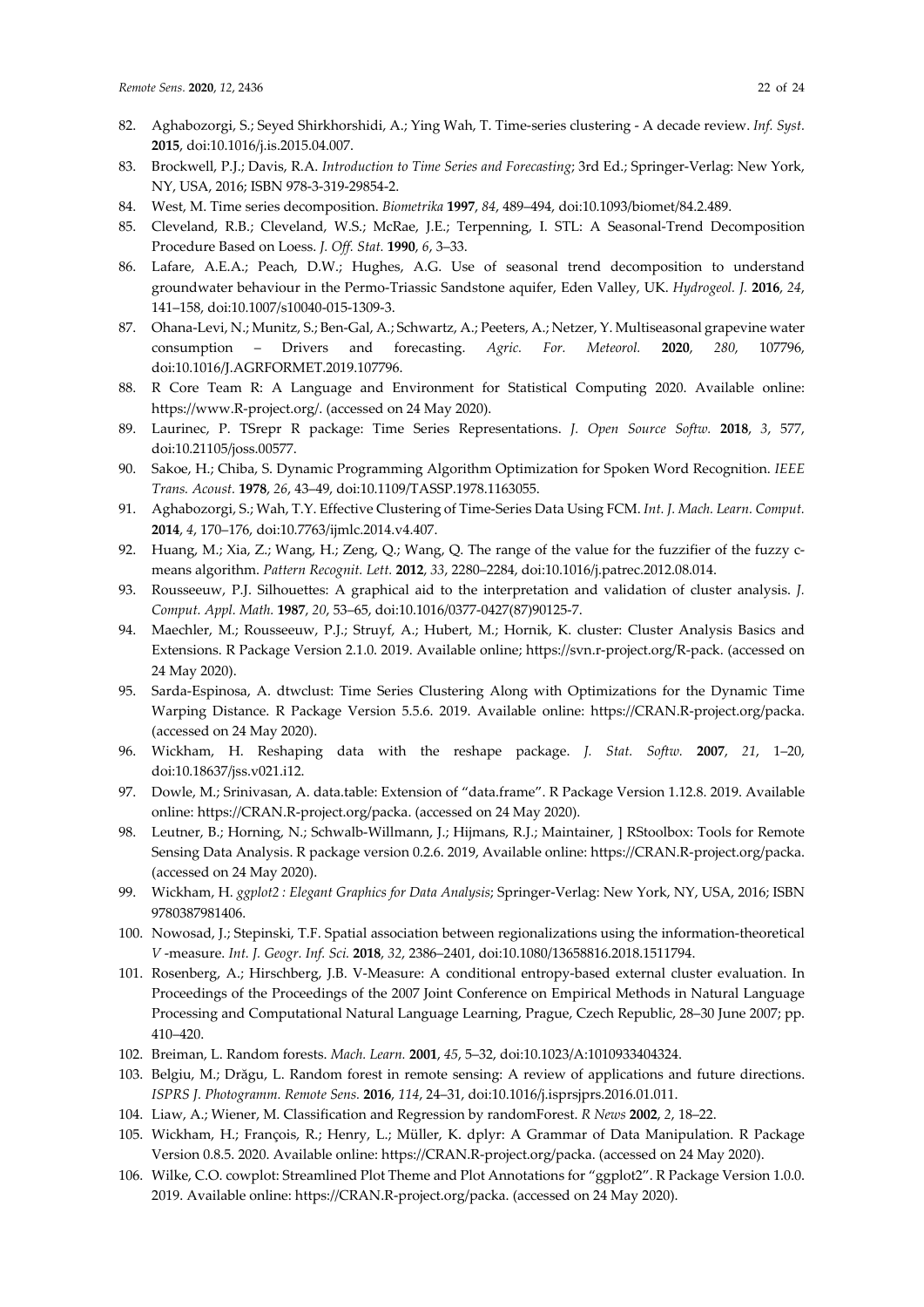82. Aghabozorgi, S.; Seyed Shirkhorshidi, A.; Ying Wah, T. Time-series clustering - A decade review. *Inf. Syst.* **2015**, doi:10.1016/j.is.2015.04.007.
83. Brockwell, P.J.; Davis, R.A. *Introduction to Time Series and Forecasting*; 3rd Ed.; Springer-Verlag: New York, NY, USA, 2016; ISBN 978-3-319-29854-2.
84. West, M. Time series decomposition. *Biometrika* **1997**, *84*, 489–494, doi:10.1093/biomet/84.2.489.
85. Cleveland, R.B.; Cleveland, W.S.; McRae, J.E.; Terpenning, I. STL: A Seasonal-Trend Decomposition Procedure Based on Loess. *J. Off. Stat.* **1990**, *6*, 3–33.
86. Lafare, A.E.A.; Peach, D.W.; Hughes, A.G. Use of seasonal trend decomposition to understand groundwater behaviour in the Permo-Triassic Sandstone aquifer, Eden Valley, UK. *Hydrogeol. J.* **2016**, *24*, 141–158, doi:10.1007/s10040-015-1309-3.
87. Ohana-Levi, N.; Munitz, S.; Ben-Gal, A.; Schwartz, A.; Peeters, A.; Netzer, Y. Multiseasonal grapevine water consumption – Drivers and forecasting. *Agric. For. Meteorol.* **2020**, *280*, 107796, doi:10.1016/J.AGRFORMET.2019.107796.
88. R Core Team R: A Language and Environment for Statistical Computing 2020. Available online: https://www.R-project.org/. (accessed on 24 May 2020).
89. Laurinec, P. TSrepr R package: Time Series Representations. *J. Open Source Softw.* **2018**, *3*, 577, doi:10.21105/joss.00577.
90. Sakoe, H.; Chiba, S. Dynamic Programming Algorithm Optimization for Spoken Word Recognition. *IEEE Trans. Acoust.* **1978**, *26*, 43–49, doi:10.1109/TASSP.1978.1163055.
91. Aghabozorgi, S.; Wah, T.Y. Effective Clustering of Time-Series Data Using FCM. *Int. J. Mach. Learn. Comput.* **2014**, *4*, 170–176, doi:10.7763/ijmlc.2014.v4.407.
92. Huang, M.; Xia, Z.; Wang, H.; Zeng, Q.; Wang, Q. The range of the value for the fuzzifier of the fuzzy c-means algorithm. *Pattern Recognit. Lett.* **2012**, *33*, 2280–2284, doi:10.1016/j.patrec.2012.08.014.
93. Rousseeuw, P.J. Silhouettes: A graphical aid to the interpretation and validation of cluster analysis. *J. Comput. Appl. Math.* **1987**, *20*, 53–65, doi:10.1016/0377-0427(87)90125-7.
94. Maechler, M.; Rousseeuw, P.J.; Struyf, A.; Hubert, M.; Hornik, K. cluster: Cluster Analysis Basics and Extensions. R Package Version 2.1.0. 2019. Available online; https://svn.r-project.org/R-pack. (accessed on 24 May 2020).
95. Sarda-Espinosa, A. dtwclust: Time Series Clustering Along with Optimizations for the Dynamic Time Warping Distance. R Package Version 5.5.6. 2019. Available online: https://CRAN.R-project.org/packa. (accessed on 24 May 2020).
96. Wickham, H. Reshaping data with the reshape package. *J. Stat. Softw.* **2007**, *21*, 1–20, doi:10.18637/jss.v021.i12.
97. Dowle, M.; Srinivasan, A. data.table: Extension of "data.frame". R Package Version 1.12.8. 2019. Available online: https://CRAN.R-project.org/packa. (accessed on 24 May 2020).
98. Leutner, B.; Horning, N.; Schwalb-Willmann, J.; Hijmans, R.J.; Maintainer, J RStoolbox: Tools for Remote Sensing Data Analysis. R package version 0.2.6. 2019, Available online: https://CRAN.R-project.org/packa. (accessed on 24 May 2020).
99. Wickham, H. *ggplot2 : Elegant Graphics for Data Analysis*; Springer-Verlag: New York, NY, USA, 2016; ISBN 9780387981406.
100. Nowosad, J.; Stepinski, T.F. Spatial association between regionalizations using the information-theoretical *V* -measure. *Int. J. Geogr. Inf. Sci.* **2018**, *32*, 2386–2401, doi:10.1080/13658816.2018.1511794.
101. Rosenberg, A.; Hirschberg, J.B. V-Measure: A conditional entropy-based external cluster evaluation. In Proceedings of the Proceedings of the 2007 Joint Conference on Empirical Methods in Natural Language Processing and Computational Natural Language Learning, Prague, Czech Republic, 28–30 June 2007; pp. 410–420.
102. Breiman, L. Random forests. *Mach. Learn.* **2001**, *45*, 5–32, doi:10.1023/A:1010933404324.
103. Belgiu, M.; Drăgu, L. Random forest in remote sensing: A review of applications and future directions. *ISPRS J. Photogramm. Remote Sens.* **2016**, *114*, 24–31, doi:10.1016/j.isprsjprs.2016.01.011.
104. Liaw, A.; Wiener, M. Classification and Regression by randomForest. *R News* **2002**, *2*, 18–22.
105. Wickham, H.; François, R.; Henry, L.; Müller, K. dplyr: A Grammar of Data Manipulation. R Package Version 0.8.5. 2020. Available online: https://CRAN.R-project.org/packa. (accessed on 24 May 2020).
106. Wilke, C.O. cowplot: Streamlined Plot Theme and Plot Annotations for "ggplot2". R Package Version 1.0.0. 2019. Available online: https://CRAN.R-project.org/packa. (accessed on 24 May 2020).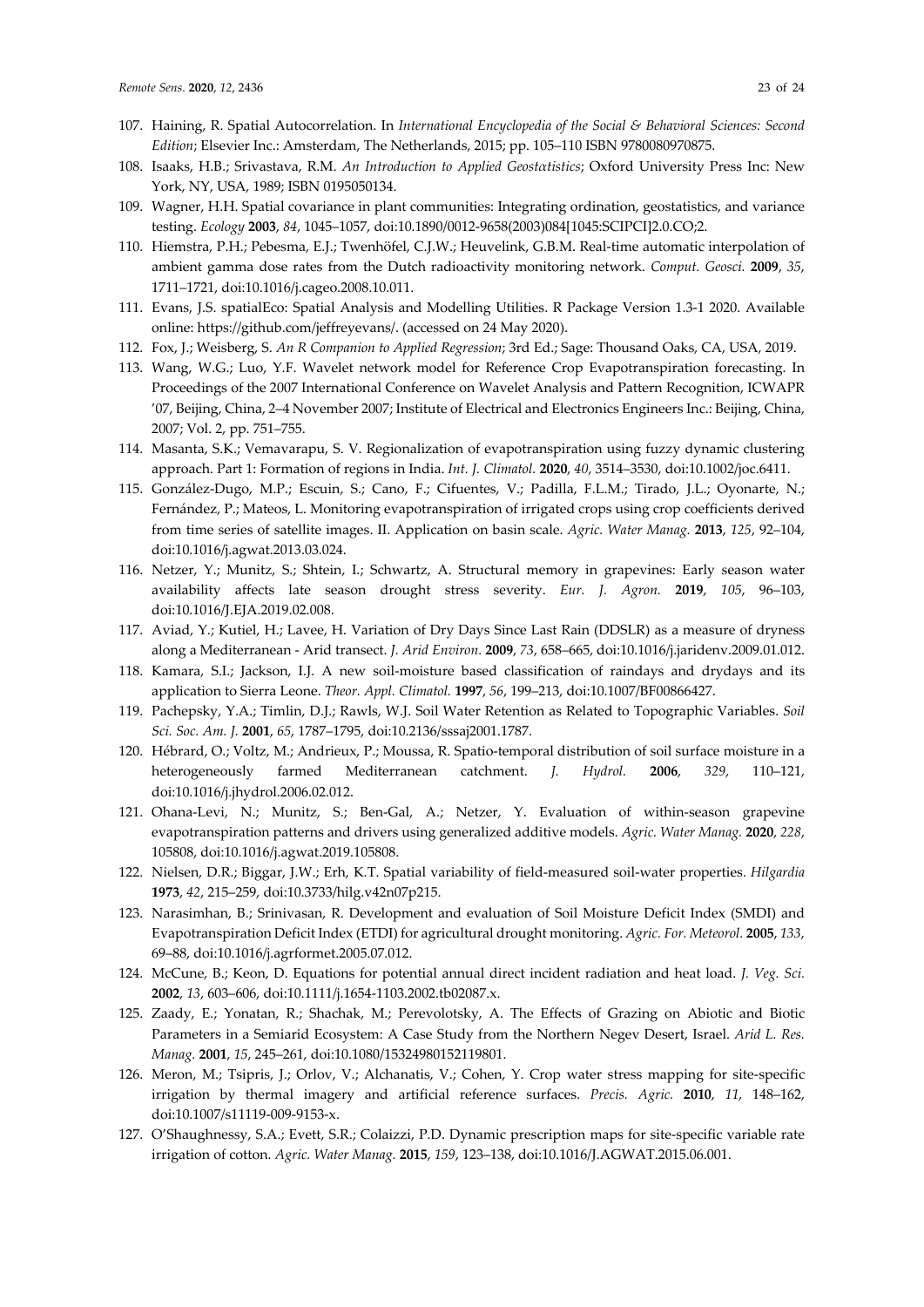107. Haining, R. Spatial Autocorrelation. In *International Encyclopedia of the Social & Behavioral Sciences: Second Edition*; Elsevier Inc.: Amsterdam, The Netherlands, 2015; pp. 105–110 ISBN 9780080970875.
108. Isaaks, H.B.; Srivastava, R.M. *An Introduction to Applied Geostatistics*; Oxford University Press Inc: New York, NY, USA, 1989; ISBN 0195050134.
109. Wagner, H.H. Spatial covariance in plant communities: Integrating ordination, geostatistics, and variance testing. *Ecology* **2003**, *84*, 1045–1057, doi:10.1890/0012-9658(2003)084[1045:SCIPCI]2.0.CO;2.
110. Hiemstra, P.H.; Pebesma, E.J.; Twenhöfel, C.J.W.; Heuvelink, G.B.M. Real-time automatic interpolation of ambient gamma dose rates from the Dutch radioactivity monitoring network. *Comput. Geosci.* **2009**, *35*, 1711–1721, doi:10.1016/j.cageo.2008.10.011.
111. Evans, J.S. spatialEco: Spatial Analysis and Modelling Utilities. R Package Version 1.3-1 2020. Available online: https://github.com/jeffreyevans/. (accessed on 24 May 2020).
112. Fox, J.; Weisberg, S. *An R Companion to Applied Regression*; 3rd Ed.; Sage: Thousand Oaks, CA, USA, 2019.
113. Wang, W.G.; Luo, Y.F. Wavelet network model for Reference Crop Evapotranspiration forecasting. In Proceedings of the 2007 International Conference on Wavelet Analysis and Pattern Recognition, ICWAPR '07, Beijing, China, 2–4 November 2007; Institute of Electrical and Electronics Engineers Inc.: Beijing, China, 2007; Vol. 2, pp. 751–755.
114. Masanta, S.K.; Vemavarapu, S. V. Regionalization of evapotranspiration using fuzzy dynamic clustering approach. Part 1: Formation of regions in India. *Int. J. Climatol.* **2020**, *40*, 3514–3530, doi:10.1002/joc.6411.
115. González-Dugo, M.P.; Escuin, S.; Cano, F.; Cifuentes, V.; Padilla, F.L.M.; Tirado, J.L.; Oyonarte, N.; Fernández, P.; Mateos, L. Monitoring evapotranspiration of irrigated crops using crop coefficients derived from time series of satellite images. II. Application on basin scale. *Agric. Water Manag.* **2013**, *125*, 92–104, doi:10.1016/j.agwat.2013.03.024.
116. Netzer, Y.; Munitz, S.; Shtein, I.; Schwartz, A. Structural memory in grapevines: Early season water availability affects late season drought stress severity. *Eur. J. Agron.* **2019**, *105*, 96–103, doi:10.1016/J.EJA.2019.02.008.
117. Aviad, Y.; Kutiel, H.; Lavee, H. Variation of Dry Days Since Last Rain (DDSLR) as a measure of dryness along a Mediterranean - Arid transect. *J. Arid Environ.* **2009**, *73*, 658–665, doi:10.1016/j.jaridenv.2009.01.012.
118. Kamara, S.I.; Jackson, I.J. A new soil-moisture based classification of raindays and drydays and its application to Sierra Leone. *Theor. Appl. Climatol.* **1997**, *56*, 199–213, doi:10.1007/BF00866427.
119. Pachepsky, Y.A.; Timlin, D.J.; Rawls, W.J. Soil Water Retention as Related to Topographic Variables. *Soil Sci. Soc. Am. J.* **2001**, *65*, 1787–1795, doi:10.2136/sssaj2001.1787.
120. Hébrard, O.; Voltz, M.; Andrieux, P.; Moussa, R. Spatio-temporal distribution of soil surface moisture in a heterogeneously farmed Mediterranean catchment. *J. Hydrol.* **2006**, *329*, 110–121, doi:10.1016/j.jhydrol.2006.02.012.
121. Ohana-Levi, N.; Munitz, S.; Ben-Gal, A.; Netzer, Y. Evaluation of within-season grapevine evapotranspiration patterns and drivers using generalized additive models. *Agric. Water Manag.* **2020**, *228*, 105808, doi:10.1016/j.agwat.2019.105808.
122. Nielsen, D.R.; Biggar, J.W.; Erh, K.T. Spatial variability of field-measured soil-water properties. *Hilgardia* **1973**, *42*, 215–259, doi:10.3733/hilg.v42n07p215.
123. Narasimhan, B.; Srinivasan, R. Development and evaluation of Soil Moisture Deficit Index (SMDI) and Evapotranspiration Deficit Index (ETDI) for agricultural drought monitoring. *Agric. For. Meteorol.* **2005**, *133*, 69–88, doi:10.1016/j.agrformet.2005.07.012.
124. McCune, B.; Keon, D. Equations for potential annual direct incident radiation and heat load. *J. Veg. Sci.* **2002**, *13*, 603–606, doi:10.1111/j.1654-1103.2002.tb02087.x.
125. Zaady, E.; Yonatan, R.; Shachak, M.; Perevolotsky, A. The Effects of Grazing on Abiotic and Biotic Parameters in a Semiarid Ecosystem: A Case Study from the Northern Negev Desert, Israel. *Arid L. Res. Manag.* **2001**, *15*, 245–261, doi:10.1080/15324980152119801.
126. Meron, M.; Tsipris, J.; Orlov, V.; Alchanatis, V.; Cohen, Y. Crop water stress mapping for site-specific irrigation by thermal imagery and artificial reference surfaces. *Precis. Agric.* **2010**, *11*, 148–162, doi:10.1007/s11119-009-9153-x.
127. O'Shaughnessy, S.A.; Evett, S.R.; Colaizzi, P.D. Dynamic prescription maps for site-specific variable rate irrigation of cotton. *Agric. Water Manag.* **2015**, *159*, 123–138, doi:10.1016/J.AGWAT.2015.06.001.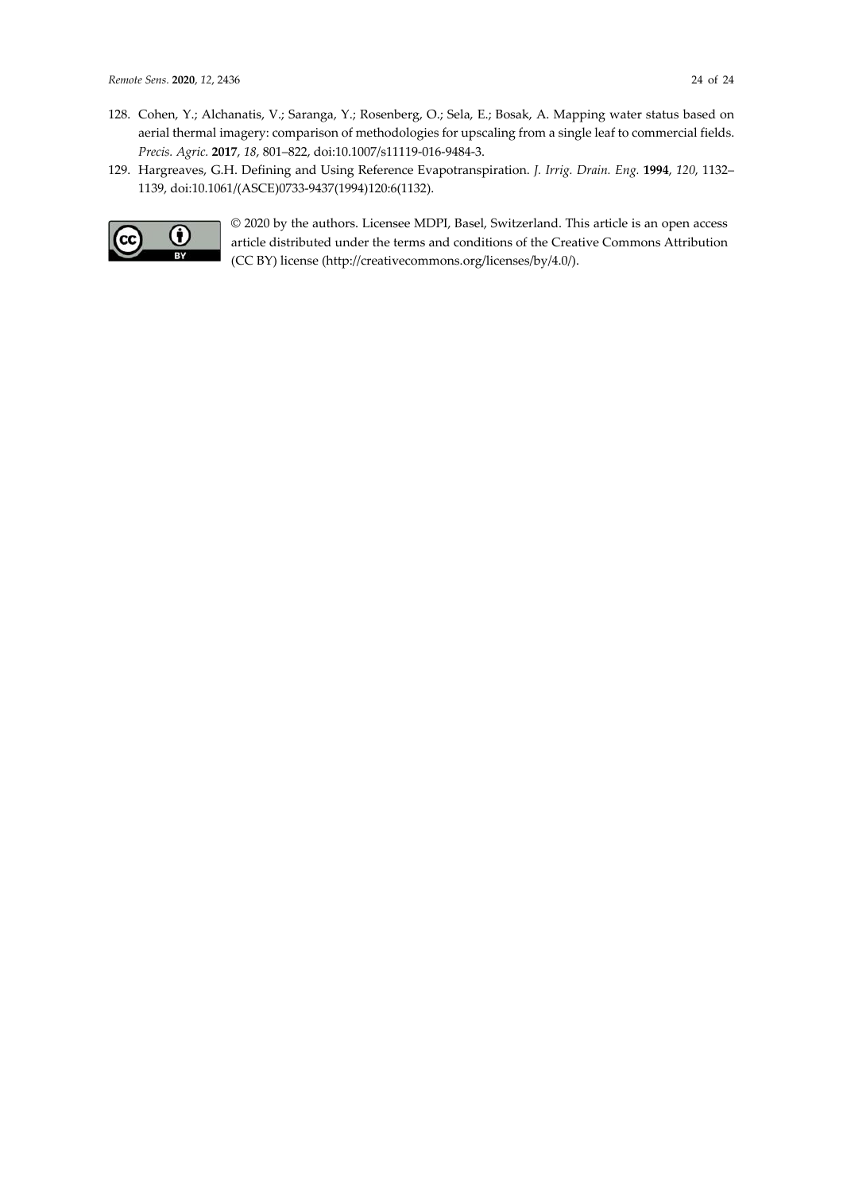128. Cohen, Y.; Alchanatis, V.; Saranga, Y.; Rosenberg, O.; Sela, E.; Bosak, A. Mapping water status based on aerial thermal imagery: comparison of methodologies for upscaling from a single leaf to commercial fields. *Precis. Agric.* **2017**, *18*, 801–822, doi:10.1007/s11119-016-9484-3.
129. Hargreaves, G.H. Defining and Using Reference Evapotranspiration. *J. Irrig. Drain. Eng.* **1994**, *120*, 1132–1139, doi:10.1061/(ASCE)0733-9437(1994)120:6(1132).

© 2020 by the authors. Licensee MDPI, Basel, Switzerland. This article is an open access article distributed under the terms and conditions of the Creative Commons Attribution (CC BY) license (http://creativecommons.org/licenses/by/4.0/).